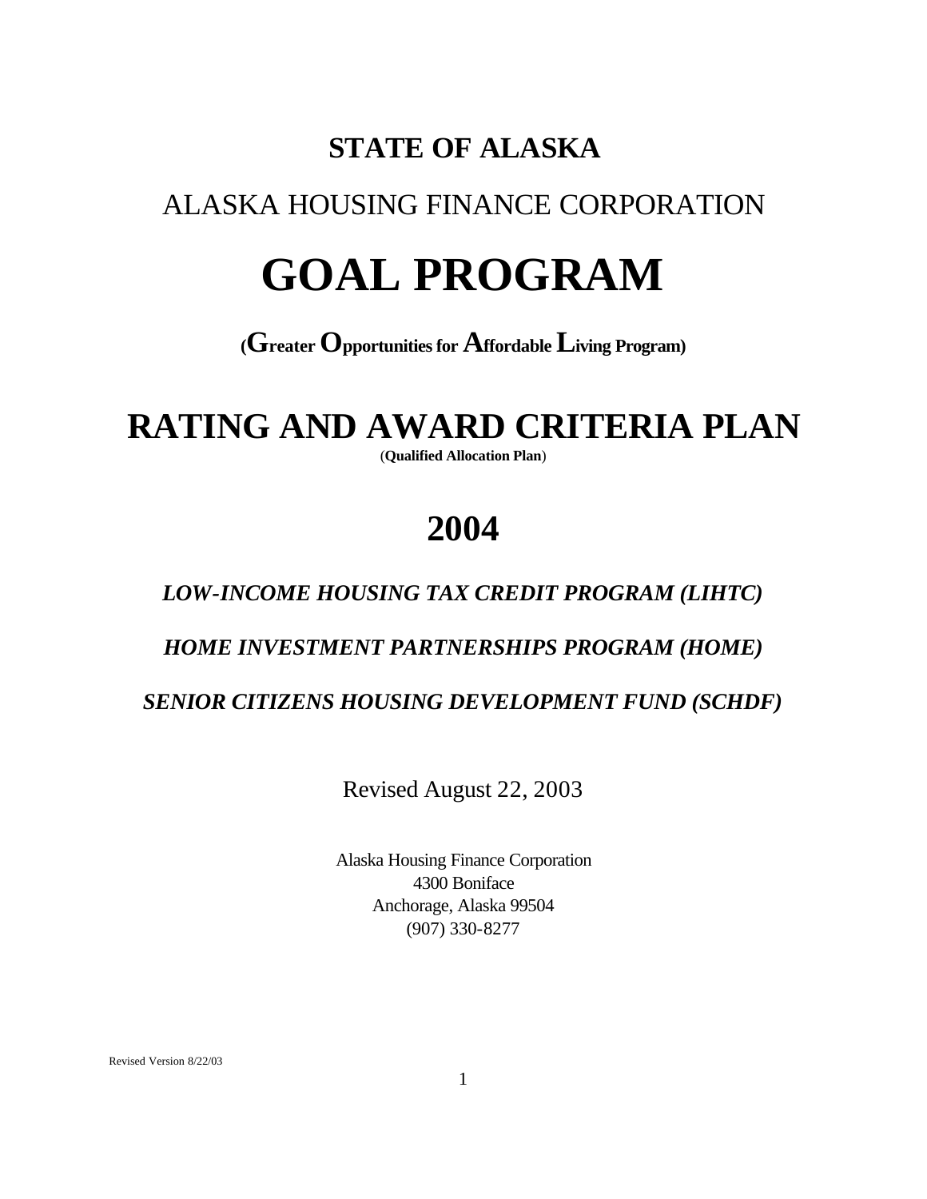# STATE OF ALASKA

## ALASKA HOUSING FINANCE CORPORATION

# GOAL PROGRAM

**(Greater Opportunities for Affordable Living Program)**

# RATING AND AWARD CRITERIA PLAN

(**Qualified Allocation Plan**)

# 2004

***LOW-INCOME HOUSING TAX CREDIT PROGRAM (LIHTC)***

***HOME INVESTMENT PARTNERSHIPS PROGRAM (HOME)***

***SENIOR CITIZENS HOUSING DEVELOPMENT FUND (SCHDF)***

Revised August 22, 2003

Alaska Housing Finance Corporation
4300 Boniface
Anchorage, Alaska 99504
(907) 330-8277

Revised Version 8/22/03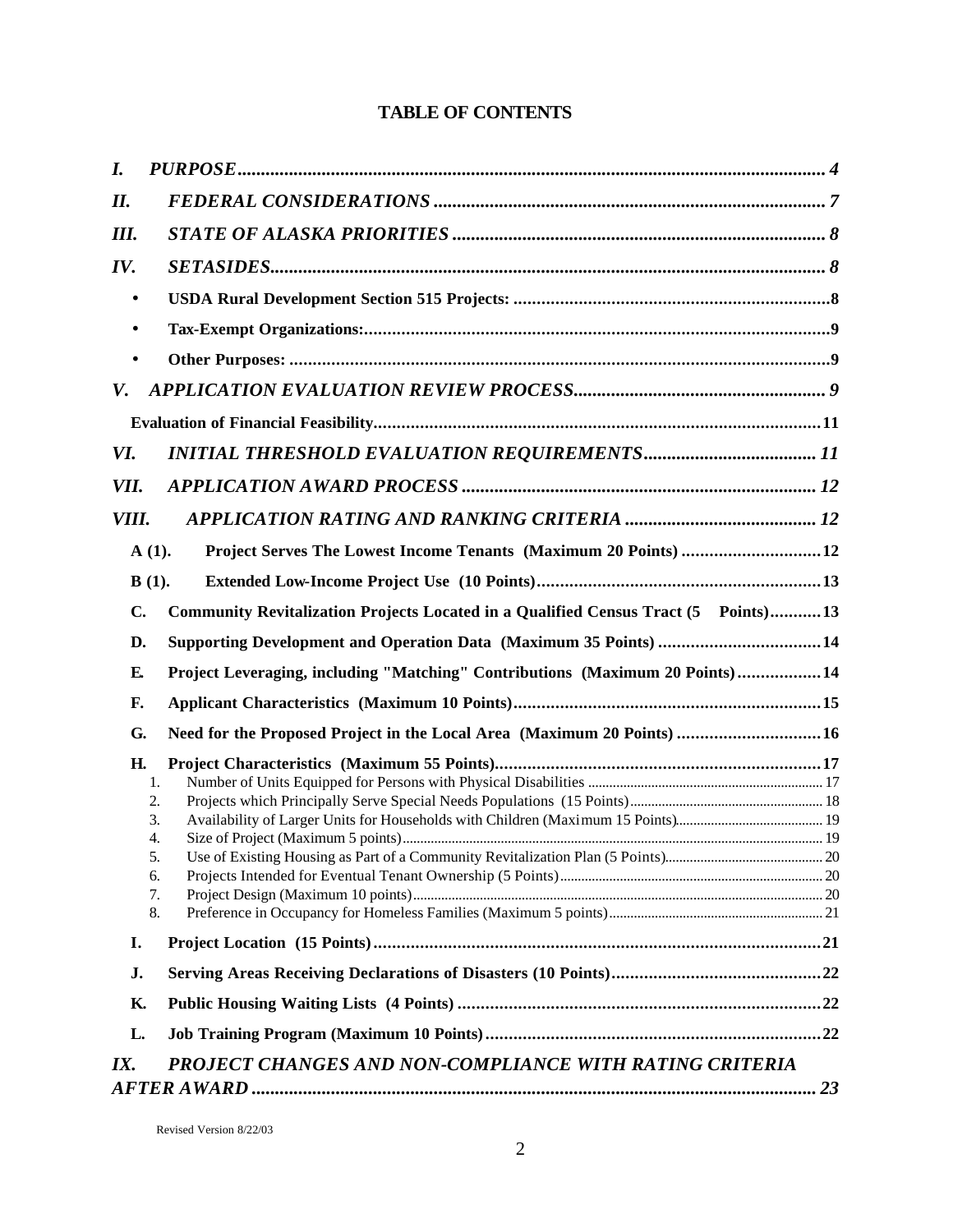# TABLE OF CONTENTS

*I. PURPOSE* ........................................................................................................................ *4*

*II. FEDERAL CONSIDERATIONS* ........................................................................................ *7*

*III. STATE OF ALASKA PRIORITIES* ................................................................................... *8*

*IV. SETASIDES* ....................................................................................................................... *8*

- **USDA Rural Development Section 515 Projects:** ......................................................................**8**
- **Tax-Exempt Organizations:** ........................................................................................................**9**
- **Other Purposes:** ..........................................................................................................................**9**

*V. APPLICATION EVALUATION REVIEW PROCESS* ......................................................... *9*

**Evaluation of Financial Feasibility** ...............................................................................................**11**

*VI. INITIAL THRESHOLD EVALUATION REQUIREMENTS* ............................................. *11*

*VII. APPLICATION AWARD PROCESS* ................................................................................ *12*

*VIII. APPLICATION RATING AND RANKING CRITERIA* .................................................. *12*

**A (1). Project Serves The Lowest Income Tenants (Maximum 20 Points)** .................................**12**

**B (1). Extended Low-Income Project Use (10 Points)** ..................................................................**13**

**C. Community Revitalization Projects Located in a Qualified Census Tract (5 Points)** ...........**13**

**D. Supporting Development and Operation Data (Maximum 35 Points)** ....................................**14**

**E. Project Leveraging, including "Matching" Contributions (Maximum 20 Points)** ..................**14**

**F. Applicant Characteristics (Maximum 10 Points)** ...................................................................**15**

**G. Need for the Proposed Project in the Local Area (Maximum 20 Points)** ...............................**16**

**H. Project Characteristics (Maximum 55 Points)** ........................................................................**17**

1. Number of Units Equipped for Persons with Physical Disabilities ........................................ 17
2. Projects which Principally Serve Special Needs Populations (15 Points) .............................. 18
3. Availability of Larger Units for Households with Children (Maximum 15 Points) ................. 19
4. Size of Project (Maximum 5 points) ........................................................................................ 19
5. Use of Existing Housing as Part of a Community Revitalization Plan (5 Points) .................... 20
6. Projects Intended for Eventual Tenant Ownership (5 Points) ................................................. 20
7. Project Design (Maximum 10 points) ..................................................................................... 20
8. Preference in Occupancy for Homeless Families (Maximum 5 points) .................................. 21

**I. Project Location (15 Points)** ....................................................................................................**21**

**J. Serving Areas Receiving Declarations of Disasters (10 Points)** ..............................................**22**

**K. Public Housing Waiting Lists (4 Points)** .................................................................................**22**

**L. Job Training Program (Maximum 10 Points)** ..........................................................................**22**

*IX. PROJECT CHANGES AND NON-COMPLIANCE WITH RATING CRITERIA AFTER AWARD* ........................................................................................................................ *23*

Revised Version 8/22/03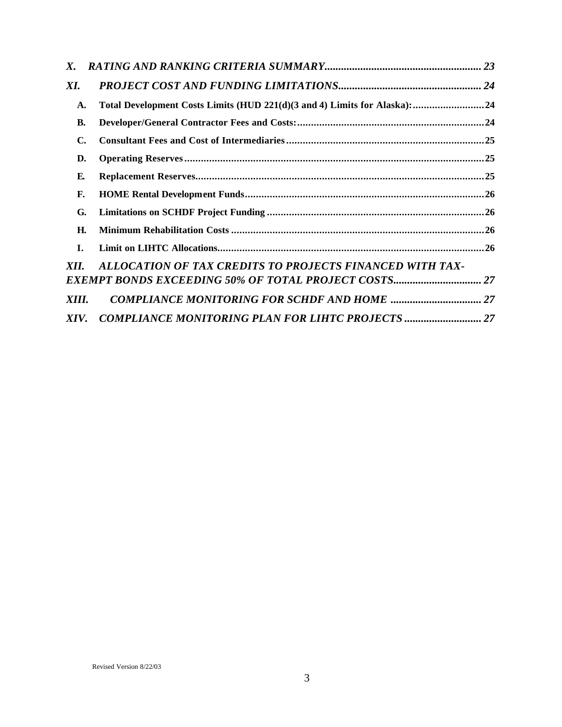*X. RATING AND RANKING CRITERIA SUMMARY........................................................ 23*

*XI. PROJECT COST AND FUNDING LIMITATIONS................................................... 24*

- **A. Total Development Costs Limits (HUD 221(d)(3 and 4) Limits for Alaska):..........................24**
- **B. Developer/General Contractor Fees and Costs:...................................................................24**
- **C. Consultant Fees and Cost of Intermediaries.......................................................................25**
- **D. Operating Reserves...........................................................................................................25**
- **E. Replacement Reserves.......................................................................................................25**
- **F. HOME Rental Development Funds.....................................................................................26**
- **G. Limitations on SCHDF Project Funding .............................................................................26**
- **H. Minimum Rehabilitation Costs ...........................................................................................26**
- **I. Limit on LIHTC Allocations................................................................................................26**

*XII. ALLOCATION OF TAX CREDITS TO PROJECTS FINANCED WITH TAX-EXEMPT BONDS EXCEEDING 50% OF TOTAL PROJECT COSTS................................ 27*

*XIII. COMPLIANCE MONITORING FOR SCHDF AND HOME ................................ 27*

*XIV. COMPLIANCE MONITORING PLAN FOR LIHTC PROJECTS ........................... 27*

Revised Version 8/22/03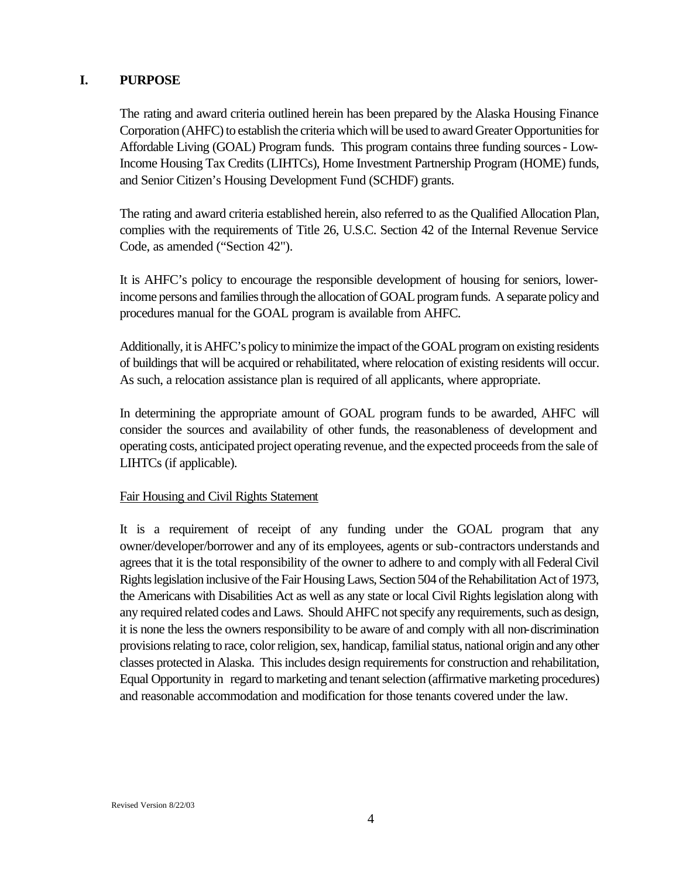## I. PURPOSE

The rating and award criteria outlined herein has been prepared by the Alaska Housing Finance Corporation (AHFC) to establish the criteria which will be used to award Greater Opportunities for Affordable Living (GOAL) Program funds. This program contains three funding sources - Low-Income Housing Tax Credits (LIHTCs), Home Investment Partnership Program (HOME) funds, and Senior Citizen's Housing Development Fund (SCHDF) grants.

The rating and award criteria established herein, also referred to as the Qualified Allocation Plan, complies with the requirements of Title 26, U.S.C. Section 42 of the Internal Revenue Service Code, as amended ("Section 42").

It is AHFC's policy to encourage the responsible development of housing for seniors, lower-income persons and families through the allocation of GOAL program funds. A separate policy and procedures manual for the GOAL program is available from AHFC.

Additionally, it is AHFC's policy to minimize the impact of the GOAL program on existing residents of buildings that will be acquired or rehabilitated, where relocation of existing residents will occur. As such, a relocation assistance plan is required of all applicants, where appropriate.

In determining the appropriate amount of GOAL program funds to be awarded, AHFC will consider the sources and availability of other funds, the reasonableness of development and operating costs, anticipated project operating revenue, and the expected proceeds from the sale of LIHTCs (if applicable).

Fair Housing and Civil Rights Statement

It is a requirement of receipt of any funding under the GOAL program that any owner/developer/borrower and any of its employees, agents or sub-contractors understands and agrees that it is the total responsibility of the owner to adhere to and comply with all Federal Civil Rights legislation inclusive of the Fair Housing Laws, Section 504 of the Rehabilitation Act of 1973, the Americans with Disabilities Act as well as any state or local Civil Rights legislation along with any required related codes and Laws. Should AHFC not specify any requirements, such as design, it is none the less the owners responsibility to be aware of and comply with all non-discrimination provisions relating to race, color religion, sex, handicap, familial status, national origin and any other classes protected in Alaska. This includes design requirements for construction and rehabilitation, Equal Opportunity in regard to marketing and tenant selection (affirmative marketing procedures) and reasonable accommodation and modification for those tenants covered under the law.

Revised Version 8/22/03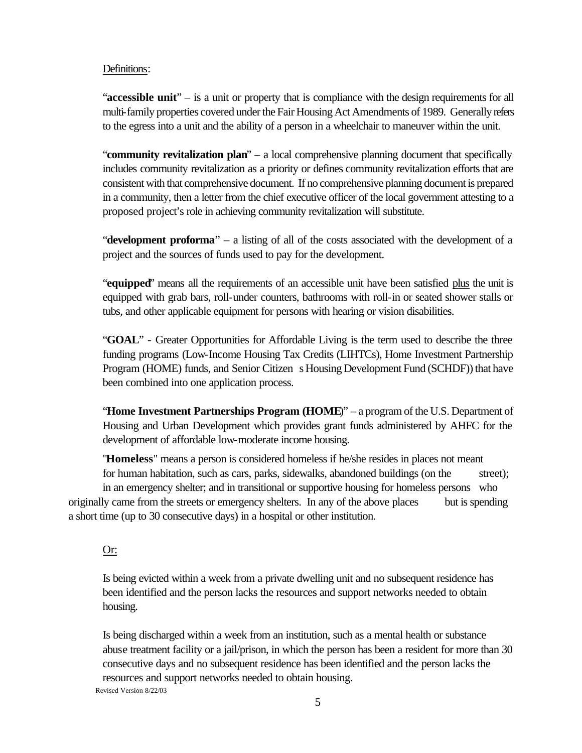Definitions:

"**accessible unit**" – is a unit or property that is compliance with the design requirements for all multi-family properties covered under the Fair Housing Act Amendments of 1989. Generally refers to the egress into a unit and the ability of a person in a wheelchair to maneuver within the unit.

"**community revitalization plan**" – a local comprehensive planning document that specifically includes community revitalization as a priority or defines community revitalization efforts that are consistent with that comprehensive document. If no comprehensive planning document is prepared in a community, then a letter from the chief executive officer of the local government attesting to a proposed project's role in achieving community revitalization will substitute.

"**development proforma**" – a listing of all of the costs associated with the development of a project and the sources of funds used to pay for the development.

"**equipped**" means all the requirements of an accessible unit have been satisfied plus the unit is equipped with grab bars, roll-under counters, bathrooms with roll-in or seated shower stalls or tubs, and other applicable equipment for persons with hearing or vision disabilities.

"**GOAL**" - Greater Opportunities for Affordable Living is the term used to describe the three funding programs (Low-Income Housing Tax Credits (LIHTCs), Home Investment Partnership Program (HOME) funds, and Senior Citizen s Housing Development Fund (SCHDF)) that have been combined into one application process.

"**Home Investment Partnerships Program (HOME)**" – a program of the U.S. Department of Housing and Urban Development which provides grant funds administered by AHFC for the development of affordable low-moderate income housing.

"**Homeless**" means a person is considered homeless if he/she resides in places not meant for human habitation, such as cars, parks, sidewalks, abandoned buildings (on the street); in an emergency shelter; and in transitional or supportive housing for homeless persons who originally came from the streets or emergency shelters. In any of the above places but is spending a short time (up to 30 consecutive days) in a hospital or other institution.

Or:

Is being evicted within a week from a private dwelling unit and no subsequent residence has been identified and the person lacks the resources and support networks needed to obtain housing.

Is being discharged within a week from an institution, such as a mental health or substance abuse treatment facility or a jail/prison, in which the person has been a resident for more than 30 consecutive days and no subsequent residence has been identified and the person lacks the resources and support networks needed to obtain housing.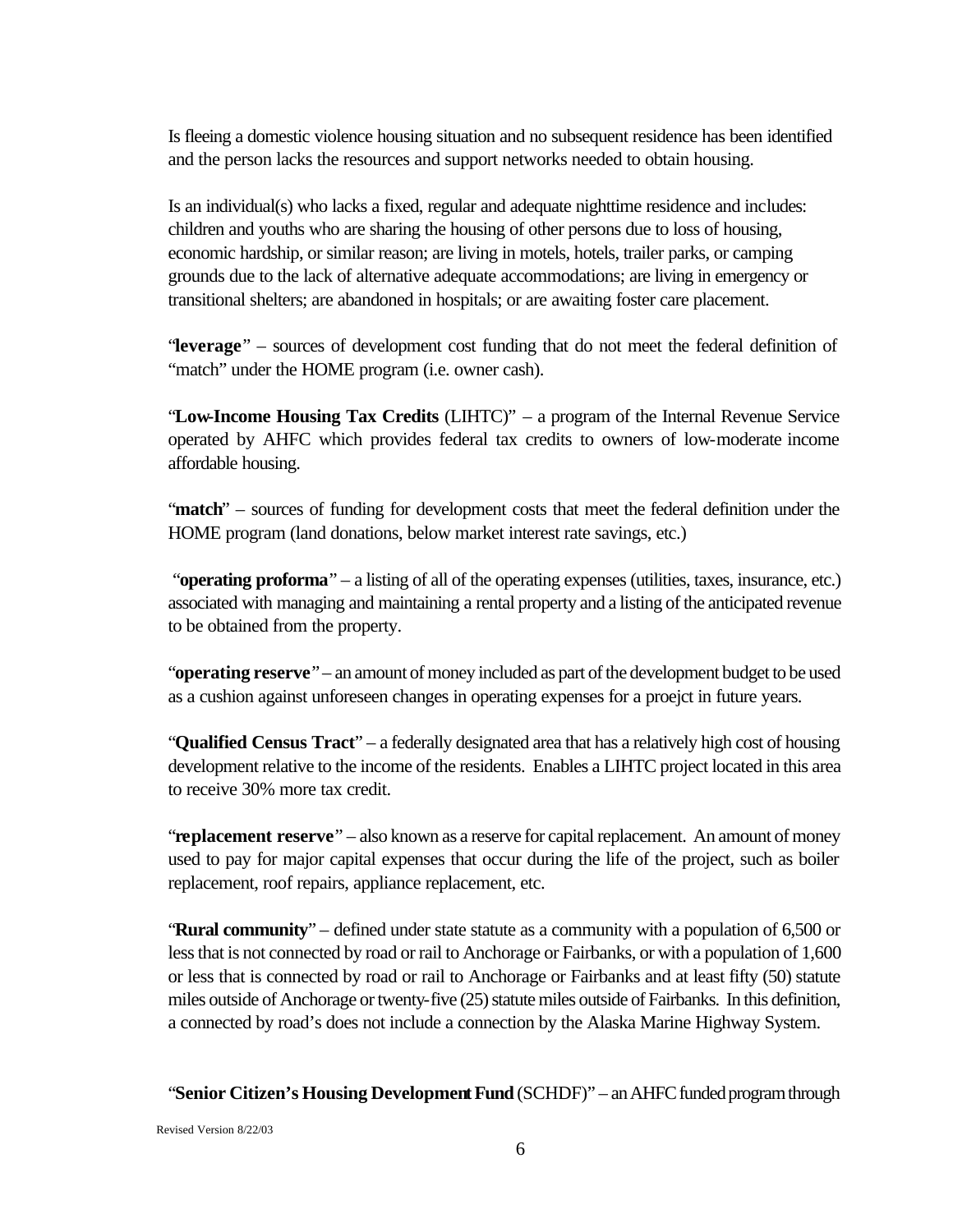Is fleeing a domestic violence housing situation and no subsequent residence has been identified and the person lacks the resources and support networks needed to obtain housing.

Is an individual(s) who lacks a fixed, regular and adequate nighttime residence and includes: children and youths who are sharing the housing of other persons due to loss of housing, economic hardship, or similar reason; are living in motels, hotels, trailer parks, or camping grounds due to the lack of alternative adequate accommodations; are living in emergency or transitional shelters; are abandoned in hospitals; or are awaiting foster care placement.

"**leverage**" – sources of development cost funding that do not meet the federal definition of "match" under the HOME program (i.e. owner cash).

"**Low-Income Housing Tax Credits** (LIHTC)" – a program of the Internal Revenue Service operated by AHFC which provides federal tax credits to owners of low-moderate income affordable housing.

"**match**" – sources of funding for development costs that meet the federal definition under the HOME program (land donations, below market interest rate savings, etc.)

"**operating proforma**" – a listing of all of the operating expenses (utilities, taxes, insurance, etc.) associated with managing and maintaining a rental property and a listing of the anticipated revenue to be obtained from the property.

"**operating reserve**" – an amount of money included as part of the development budget to be used as a cushion against unforeseen changes in operating expenses for a proejct in future years.

"**Qualified Census Tract**" – a federally designated area that has a relatively high cost of housing development relative to the income of the residents. Enables a LIHTC project located in this area to receive 30% more tax credit.

"**replacement reserve**" – also known as a reserve for capital replacement. An amount of money used to pay for major capital expenses that occur during the life of the project, such as boiler replacement, roof repairs, appliance replacement, etc.

"**Rural community**" – defined under state statute as a community with a population of 6,500 or less that is not connected by road or rail to Anchorage or Fairbanks, or with a population of 1,600 or less that is connected by road or rail to Anchorage or Fairbanks and at least fifty (50) statute miles outside of Anchorage or twenty-five (25) statute miles outside of Fairbanks. In this definition, a connected by road's does not include a connection by the Alaska Marine Highway System.

"**Senior Citizen's Housing Development Fund** (SCHDF)" – an AHFC funded program through

Revised Version 8/22/03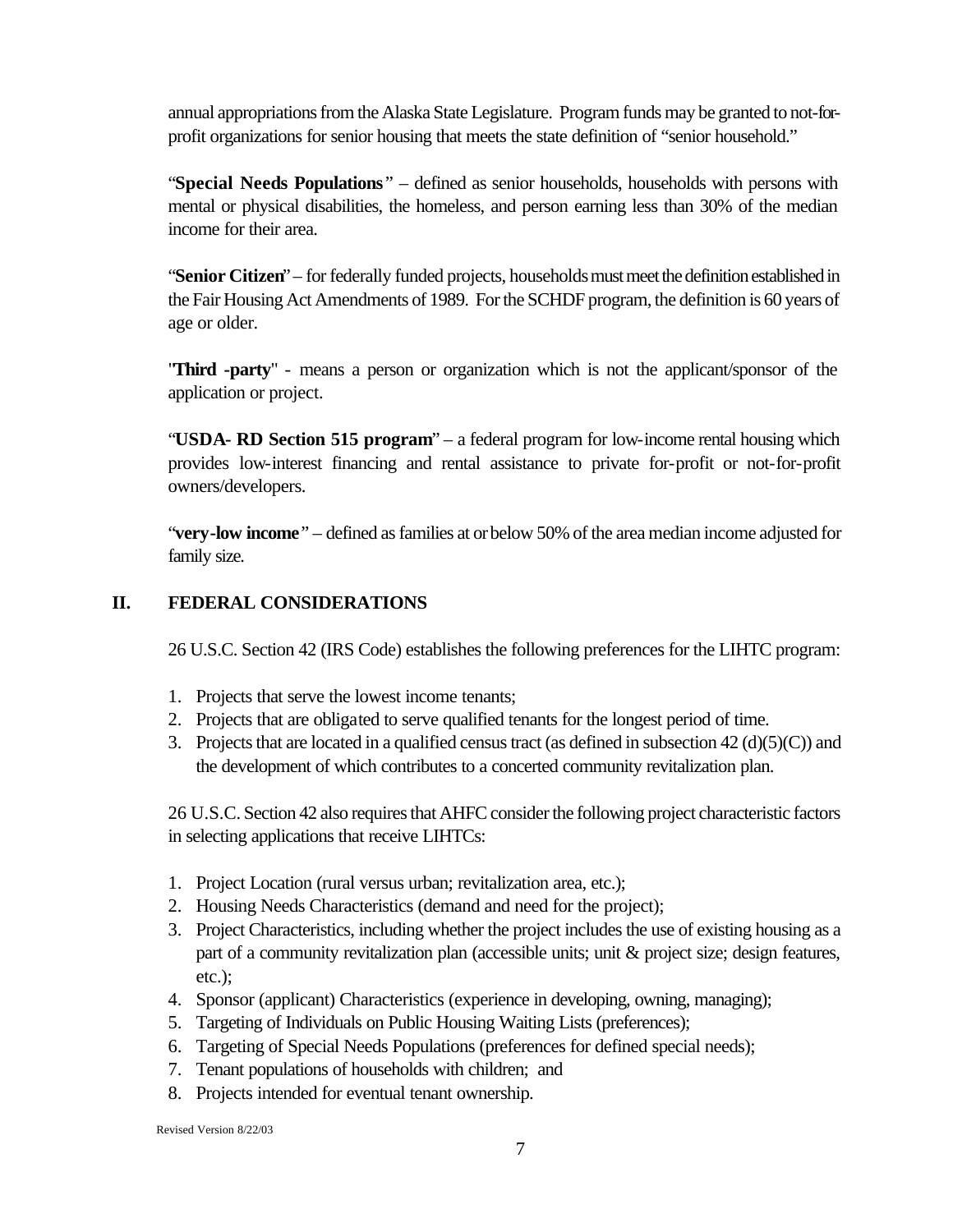annual appropriations from the Alaska State Legislature. Program funds may be granted to not-for-profit organizations for senior housing that meets the state definition of "senior household."

"**Special Needs Populations**" – defined as senior households, households with persons with mental or physical disabilities, the homeless, and person earning less than 30% of the median income for their area.

"**Senior Citizen**" – for federally funded projects, households must meet the definition established in the Fair Housing Act Amendments of 1989. For the SCHDF program, the definition is 60 years of age or older.

"**Third -party**" - means a person or organization which is not the applicant/sponsor of the application or project.

"**USDA- RD Section 515 program**" – a federal program for low-income rental housing which provides low-interest financing and rental assistance to private for-profit or not-for-profit owners/developers.

"**very-low income**" – defined as families at or below 50% of the area median income adjusted for family size.

## II. FEDERAL CONSIDERATIONS

26 U.S.C. Section 42 (IRS Code) establishes the following preferences for the LIHTC program:

1. Projects that serve the lowest income tenants;
2. Projects that are obligated to serve qualified tenants for the longest period of time.
3. Projects that are located in a qualified census tract (as defined in subsection 42 (d)(5)(C)) and the development of which contributes to a concerted community revitalization plan.

26 U.S.C. Section 42 also requires that AHFC consider the following project characteristic factors in selecting applications that receive LIHTCs:

1. Project Location (rural versus urban; revitalization area, etc.);
2. Housing Needs Characteristics (demand and need for the project);
3. Project Characteristics, including whether the project includes the use of existing housing as a part of a community revitalization plan (accessible units; unit & project size; design features, etc.);
4. Sponsor (applicant) Characteristics (experience in developing, owning, managing);
5. Targeting of Individuals on Public Housing Waiting Lists (preferences);
6. Targeting of Special Needs Populations (preferences for defined special needs);
7. Tenant populations of households with children; and
8. Projects intended for eventual tenant ownership.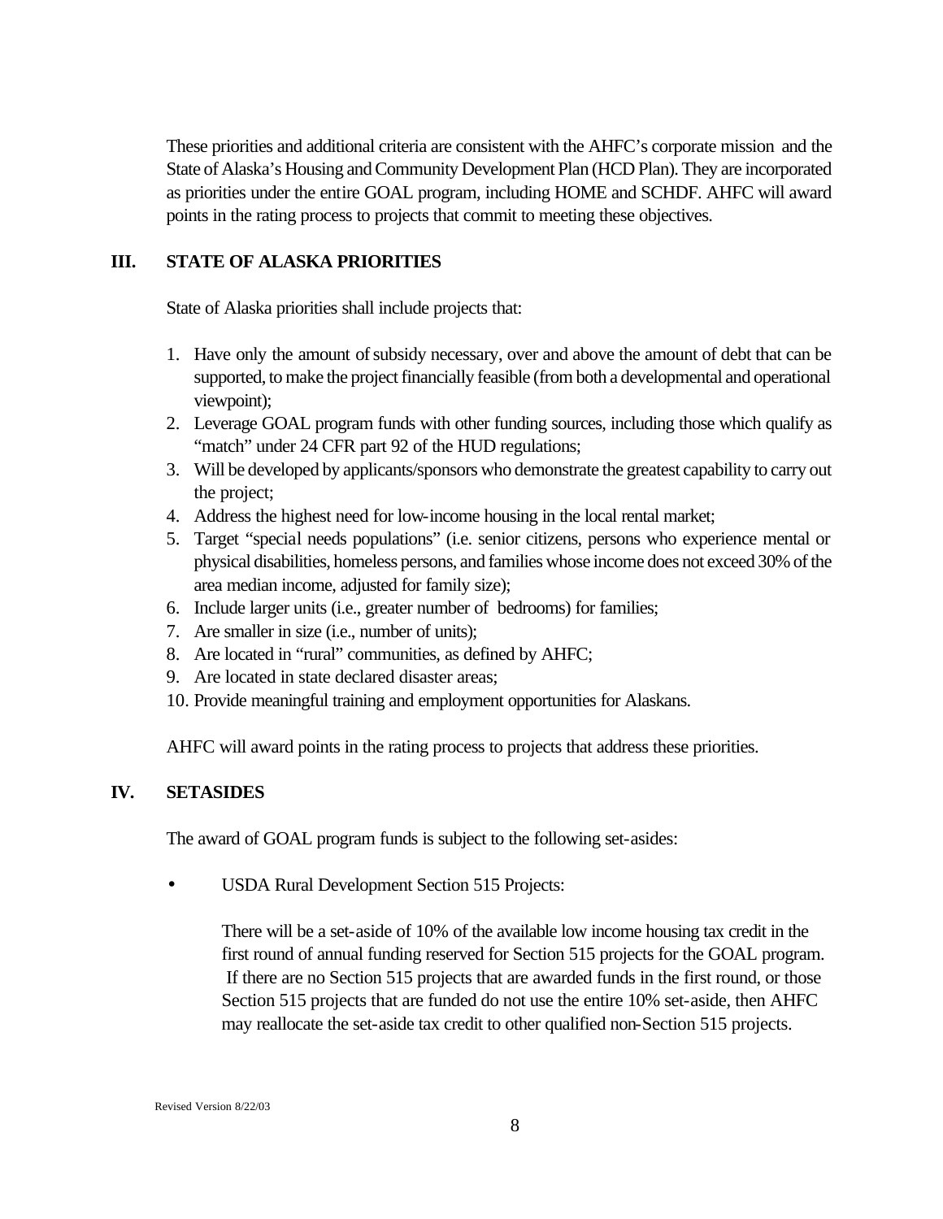These priorities and additional criteria are consistent with the AHFC's corporate mission and the State of Alaska's Housing and Community Development Plan (HCD Plan). They are incorporated as priorities under the entire GOAL program, including HOME and SCHDF. AHFC will award points in the rating process to projects that commit to meeting these objectives.

## III. STATE OF ALASKA PRIORITIES

State of Alaska priorities shall include projects that:

1. Have only the amount of subsidy necessary, over and above the amount of debt that can be supported, to make the project financially feasible (from both a developmental and operational viewpoint);
2. Leverage GOAL program funds with other funding sources, including those which qualify as "match" under 24 CFR part 92 of the HUD regulations;
3. Will be developed by applicants/sponsors who demonstrate the greatest capability to carry out the project;
4. Address the highest need for low-income housing in the local rental market;
5. Target "special needs populations" (i.e. senior citizens, persons who experience mental or physical disabilities, homeless persons, and families whose income does not exceed 30% of the area median income, adjusted for family size);
6. Include larger units (i.e., greater number of bedrooms) for families;
7. Are smaller in size (i.e., number of units);
8. Are located in "rural" communities, as defined by AHFC;
9. Are located in state declared disaster areas;
10. Provide meaningful training and employment opportunities for Alaskans.

AHFC will award points in the rating process to projects that address these priorities.

## IV. SETASIDES

The award of GOAL program funds is subject to the following set-asides:

- USDA Rural Development Section 515 Projects:

  There will be a set-aside of 10% of the available low income housing tax credit in the first round of annual funding reserved for Section 515 projects for the GOAL program. If there are no Section 515 projects that are awarded funds in the first round, or those Section 515 projects that are funded do not use the entire 10% set-aside, then AHFC may reallocate the set-aside tax credit to other qualified non-Section 515 projects.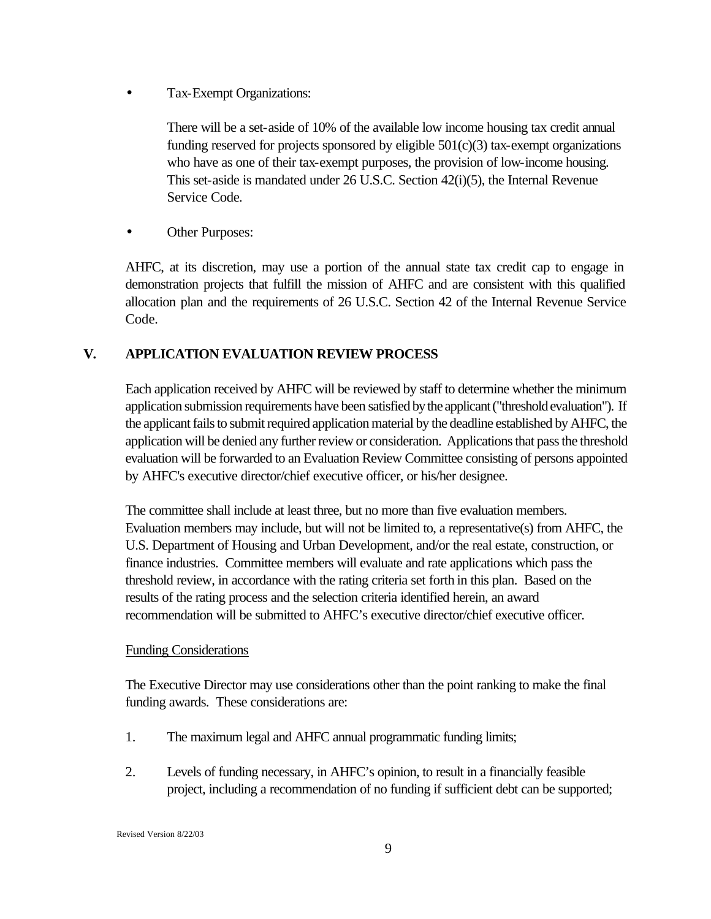- Tax-Exempt Organizations:

  There will be a set-aside of 10% of the available low income housing tax credit annual funding reserved for projects sponsored by eligible 501(c)(3) tax-exempt organizations who have as one of their tax-exempt purposes, the provision of low-income housing. This set-aside is mandated under 26 U.S.C. Section 42(i)(5), the Internal Revenue Service Code.

- Other Purposes:

AHFC, at its discretion, may use a portion of the annual state tax credit cap to engage in demonstration projects that fulfill the mission of AHFC and are consistent with this qualified allocation plan and the requirements of 26 U.S.C. Section 42 of the Internal Revenue Service Code.

## V. APPLICATION EVALUATION REVIEW PROCESS

Each application received by AHFC will be reviewed by staff to determine whether the minimum application submission requirements have been satisfied by the applicant ("threshold evaluation"). If the applicant fails to submit required application material by the deadline established by AHFC, the application will be denied any further review or consideration. Applications that pass the threshold evaluation will be forwarded to an Evaluation Review Committee consisting of persons appointed by AHFC's executive director/chief executive officer, or his/her designee.

The committee shall include at least three, but no more than five evaluation members. Evaluation members may include, but will not be limited to, a representative(s) from AHFC, the U.S. Department of Housing and Urban Development, and/or the real estate, construction, or finance industries. Committee members will evaluate and rate applications which pass the threshold review, in accordance with the rating criteria set forth in this plan. Based on the results of the rating process and the selection criteria identified herein, an award recommendation will be submitted to AHFC's executive director/chief executive officer.

Funding Considerations

The Executive Director may use considerations other than the point ranking to make the final funding awards. These considerations are:

1. The maximum legal and AHFC annual programmatic funding limits;
2. Levels of funding necessary, in AHFC's opinion, to result in a financially feasible project, including a recommendation of no funding if sufficient debt can be supported;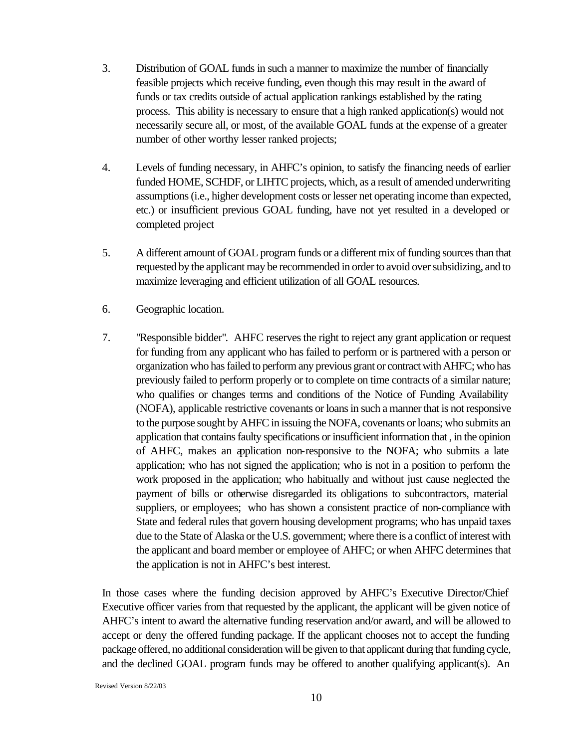3. Distribution of GOAL funds in such a manner to maximize the number of financially feasible projects which receive funding, even though this may result in the award of funds or tax credits outside of actual application rankings established by the rating process. This ability is necessary to ensure that a high ranked application(s) would not necessarily secure all, or most, of the available GOAL funds at the expense of a greater number of other worthy lesser ranked projects;

4. Levels of funding necessary, in AHFC's opinion, to satisfy the financing needs of earlier funded HOME, SCHDF, or LIHTC projects, which, as a result of amended underwriting assumptions (i.e., higher development costs or lesser net operating income than expected, etc.) or insufficient previous GOAL funding, have not yet resulted in a developed or completed project

5. A different amount of GOAL program funds or a different mix of funding sources than that requested by the applicant may be recommended in order to avoid over subsidizing, and to maximize leveraging and efficient utilization of all GOAL resources.

6. Geographic location.

7. "Responsible bidder". AHFC reserves the right to reject any grant application or request for funding from any applicant who has failed to perform or is partnered with a person or organization who has failed to perform any previous grant or contract with AHFC; who has previously failed to perform properly or to complete on time contracts of a similar nature; who qualifies or changes terms and conditions of the Notice of Funding Availability (NOFA), applicable restrictive covenants or loans in such a manner that is not responsive to the purpose sought by AHFC in issuing the NOFA, covenants or loans; who submits an application that contains faulty specifications or insufficient information that , in the opinion of AHFC, makes an application non-responsive to the NOFA; who submits a late application; who has not signed the application; who is not in a position to perform the work proposed in the application; who habitually and without just cause neglected the payment of bills or otherwise disregarded its obligations to subcontractors, material suppliers, or employees; who has shown a consistent practice of non-compliance with State and federal rules that govern housing development programs; who has unpaid taxes due to the State of Alaska or the U.S. government; where there is a conflict of interest with the applicant and board member or employee of AHFC; or when AHFC determines that the application is not in AHFC's best interest.

In those cases where the funding decision approved by AHFC's Executive Director/Chief Executive officer varies from that requested by the applicant, the applicant will be given notice of AHFC's intent to award the alternative funding reservation and/or award, and will be allowed to accept or deny the offered funding package. If the applicant chooses not to accept the funding package offered, no additional consideration will be given to that applicant during that funding cycle, and the declined GOAL program funds may be offered to another qualifying applicant(s). An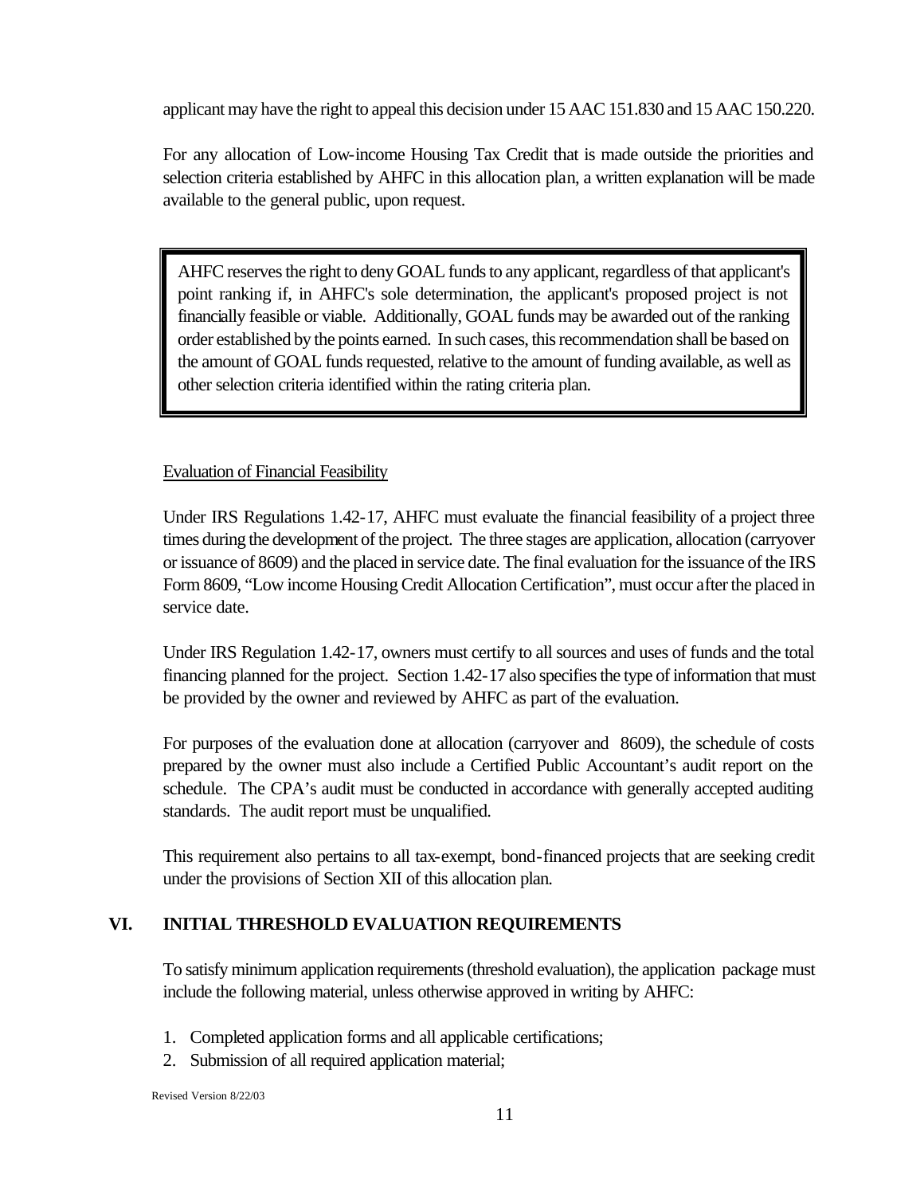applicant may have the right to appeal this decision under 15 AAC 151.830 and 15 AAC 150.220.

For any allocation of Low-income Housing Tax Credit that is made outside the priorities and selection criteria established by AHFC in this allocation plan, a written explanation will be made available to the general public, upon request.

> AHFC reserves the right to deny GOAL funds to any applicant, regardless of that applicant's point ranking if, in AHFC's sole determination, the applicant's proposed project is not financially feasible or viable. Additionally, GOAL funds may be awarded out of the ranking order established by the points earned. In such cases, this recommendation shall be based on the amount of GOAL funds requested, relative to the amount of funding available, as well as other selection criteria identified within the rating criteria plan.

<u>Evaluation of Financial Feasibility</u>

Under IRS Regulations 1.42-17, AHFC must evaluate the financial feasibility of a project three times during the development of the project. The three stages are application, allocation (carryover or issuance of 8609) and the placed in service date. The final evaluation for the issuance of the IRS Form 8609, "Low income Housing Credit Allocation Certification", must occur after the placed in service date.

Under IRS Regulation 1.42-17, owners must certify to all sources and uses of funds and the total financing planned for the project. Section 1.42-17 also specifies the type of information that must be provided by the owner and reviewed by AHFC as part of the evaluation.

For purposes of the evaluation done at allocation (carryover and 8609), the schedule of costs prepared by the owner must also include a Certified Public Accountant's audit report on the schedule. The CPA's audit must be conducted in accordance with generally accepted auditing standards. The audit report must be unqualified.

This requirement also pertains to all tax-exempt, bond-financed projects that are seeking credit under the provisions of Section XII of this allocation plan.

## VI. INITIAL THRESHOLD EVALUATION REQUIREMENTS

To satisfy minimum application requirements (threshold evaluation), the application package must include the following material, unless otherwise approved in writing by AHFC:

1. Completed application forms and all applicable certifications;
2. Submission of all required application material;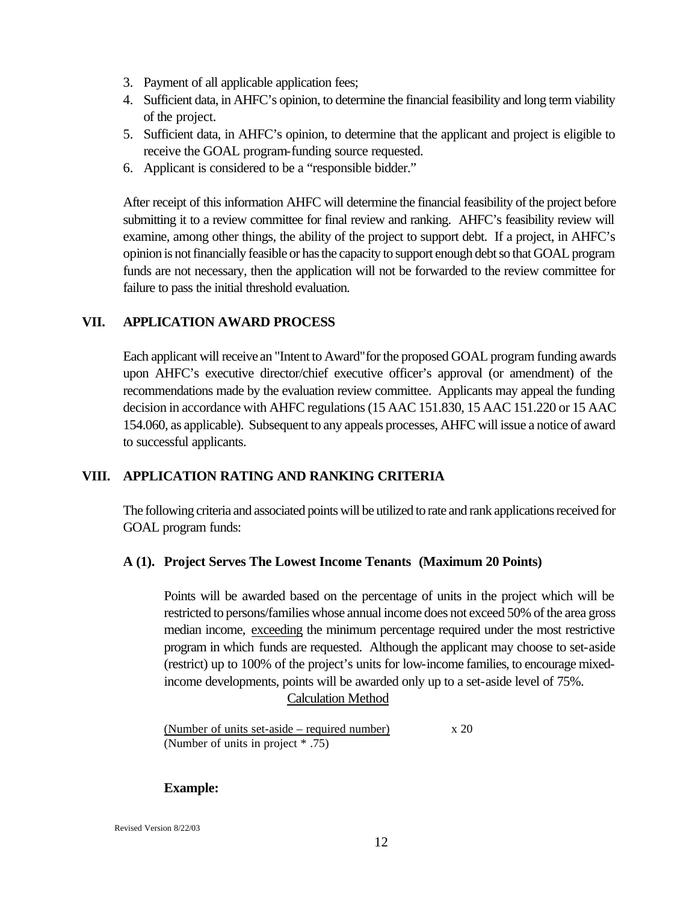3. Payment of all applicable application fees;
4. Sufficient data, in AHFC's opinion, to determine the financial feasibility and long term viability of the project.
5. Sufficient data, in AHFC's opinion, to determine that the applicant and project is eligible to receive the GOAL program-funding source requested.
6. Applicant is considered to be a "responsible bidder."

After receipt of this information AHFC will determine the financial feasibility of the project before submitting it to a review committee for final review and ranking. AHFC's feasibility review will examine, among other things, the ability of the project to support debt. If a project, in AHFC's opinion is not financially feasible or has the capacity to support enough debt so that GOAL program funds are not necessary, then the application will not be forwarded to the review committee for failure to pass the initial threshold evaluation.

## VII. APPLICATION AWARD PROCESS

Each applicant will receive an "Intent to Award" for the proposed GOAL program funding awards upon AHFC's executive director/chief executive officer's approval (or amendment) of the recommendations made by the evaluation review committee. Applicants may appeal the funding decision in accordance with AHFC regulations (15 AAC 151.830, 15 AAC 151.220 or 15 AAC 154.060, as applicable). Subsequent to any appeals processes, AHFC will issue a notice of award to successful applicants.

## VIII. APPLICATION RATING AND RANKING CRITERIA

The following criteria and associated points will be utilized to rate and rank applications received for GOAL program funds:

### A (1). Project Serves The Lowest Income Tenants (Maximum 20 Points)

Points will be awarded based on the percentage of units in the project which will be restricted to persons/families whose annual income does not exceed 50% of the area gross median income, exceeding the minimum percentage required under the most restrictive program in which funds are requested. Although the applicant may choose to set-aside (restrict) up to 100% of the project's units for low-income families, to encourage mixed-income developments, points will be awarded only up to a set-aside level of 75%.

Calculation Method

$$\frac{\text{(Number of units set-aside – required number)}}{\text{(Number of units in project * .75)}} \times 20$$

**Example:**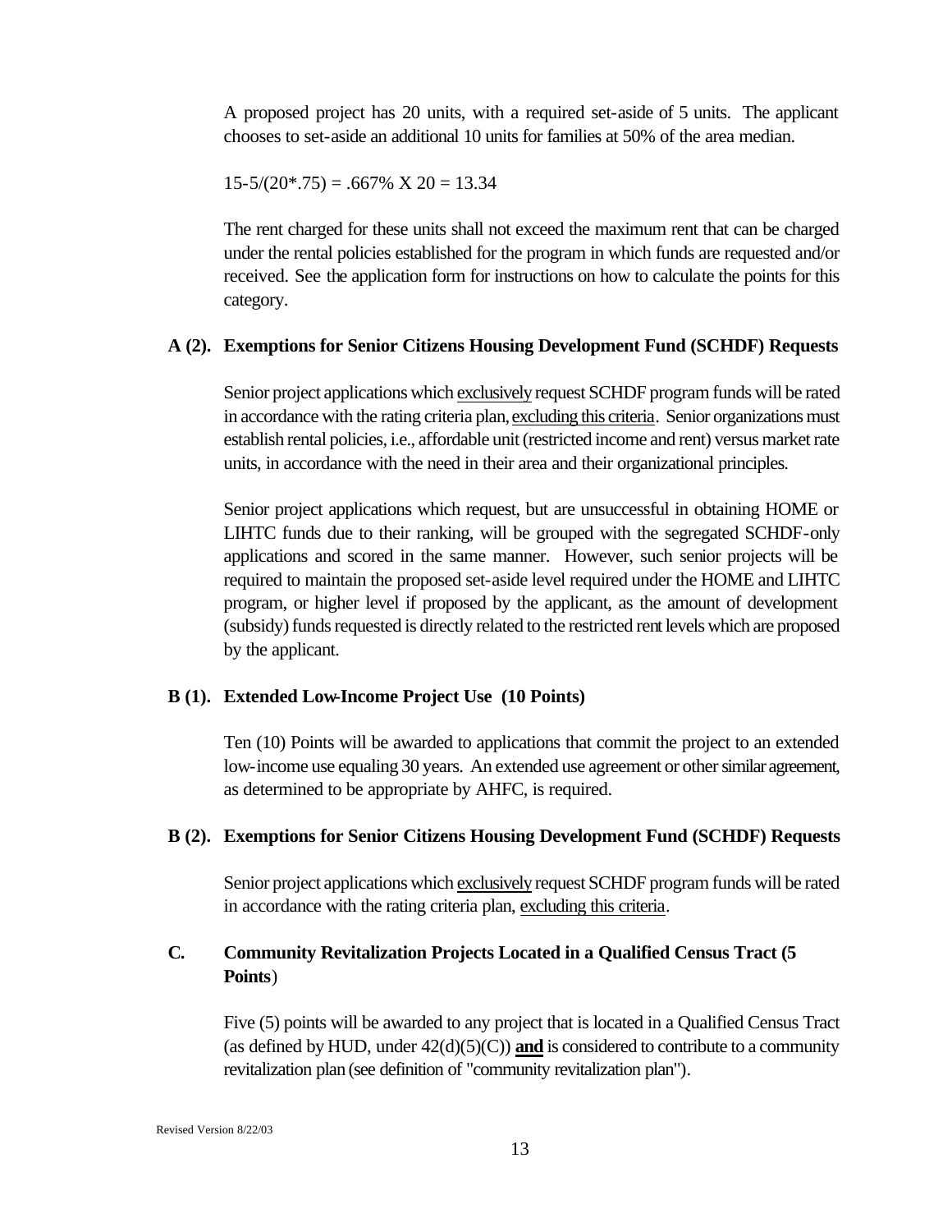A proposed project has 20 units, with a required set-aside of 5 units. The applicant chooses to set-aside an additional 10 units for families at 50% of the area median.

$15\text{-}5/(20^{*}.75) = .667\% \text{ X } 20 = 13.34$

The rent charged for these units shall not exceed the maximum rent that can be charged under the rental policies established for the program in which funds are requested and/or received. See the application form for instructions on how to calculate the points for this category.

### A (2). Exemptions for Senior Citizens Housing Development Fund (SCHDF) Requests

Senior project applications which <u>exclusively</u> request SCHDF program funds will be rated in accordance with the rating criteria plan, <u>excluding this criteria</u>. Senior organizations must establish rental policies, i.e., affordable unit (restricted income and rent) versus market rate units, in accordance with the need in their area and their organizational principles.

Senior project applications which request, but are unsuccessful in obtaining HOME or LIHTC funds due to their ranking, will be grouped with the segregated SCHDF-only applications and scored in the same manner. However, such senior projects will be required to maintain the proposed set-aside level required under the HOME and LIHTC program, or higher level if proposed by the applicant, as the amount of development (subsidy) funds requested is directly related to the restricted rent levels which are proposed by the applicant.

### B (1). Extended Low-Income Project Use (10 Points)

Ten (10) Points will be awarded to applications that commit the project to an extended low-income use equaling 30 years. An extended use agreement or other similar agreement, as determined to be appropriate by AHFC, is required.

### B (2). Exemptions for Senior Citizens Housing Development Fund (SCHDF) Requests

Senior project applications which <u>exclusively</u> request SCHDF program funds will be rated in accordance with the rating criteria plan, <u>excluding this criteria</u>.

### C. Community Revitalization Projects Located in a Qualified Census Tract (5 Points)

Five (5) points will be awarded to any project that is located in a Qualified Census Tract (as defined by HUD, under 42(d)(5)(C)) **<u>and</u>** is considered to contribute to a community revitalization plan (see definition of "community revitalization plan").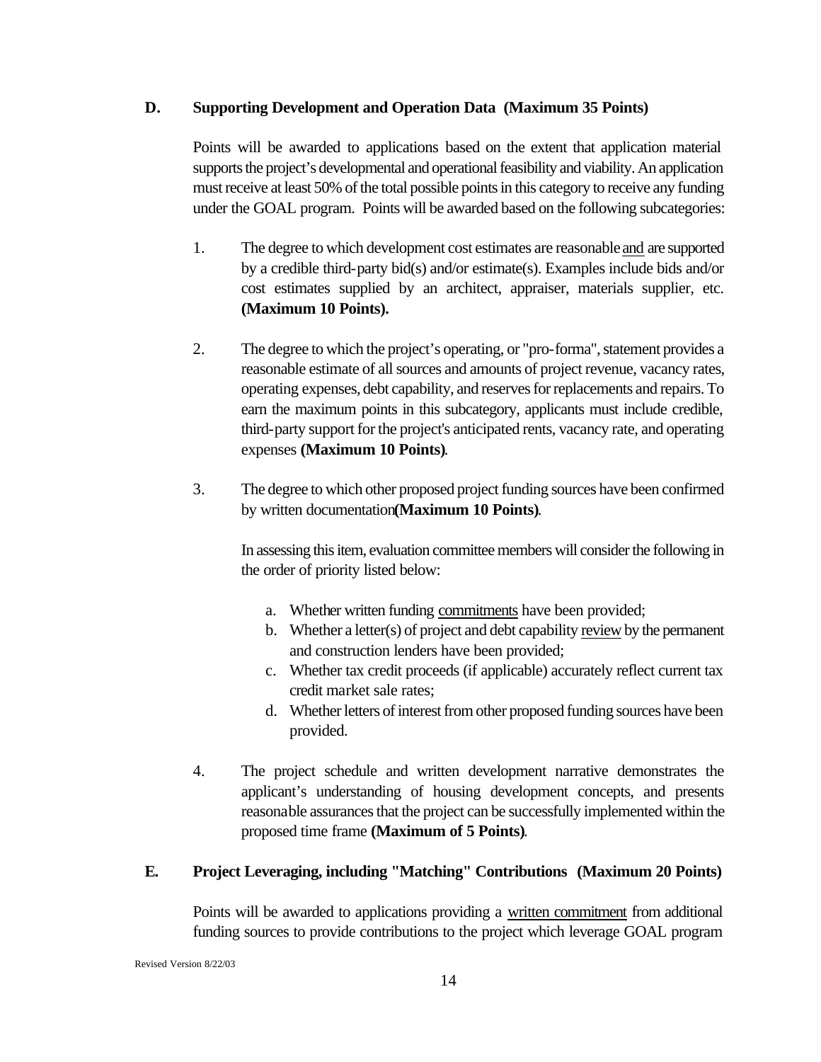## D. Supporting Development and Operation Data (Maximum 35 Points)

Points will be awarded to applications based on the extent that application material supports the project's developmental and operational feasibility and viability. An application must receive at least 50% of the total possible points in this category to receive any funding under the GOAL program. Points will be awarded based on the following subcategories:

1. The degree to which development cost estimates are reasonable <u>and</u> are supported by a credible third-party bid(s) and/or estimate(s). Examples include bids and/or cost estimates supplied by an architect, appraiser, materials supplier, etc. **(Maximum 10 Points).**

2. The degree to which the project's operating, or "pro-forma", statement provides a reasonable estimate of all sources and amounts of project revenue, vacancy rates, operating expenses, debt capability, and reserves for replacements and repairs. To earn the maximum points in this subcategory, applicants must include credible, third-party support for the project's anticipated rents, vacancy rate, and operating expenses **(Maximum 10 Points)**.

3. The degree to which other proposed project funding sources have been confirmed by written documentation **(Maximum 10 Points)**.

   In assessing this item, evaluation committee members will consider the following in the order of priority listed below:

   a. Whether written funding <u>commitments</u> have been provided;
   b. Whether a letter(s) of project and debt capability <u>review</u> by the permanent and construction lenders have been provided;
   c. Whether tax credit proceeds (if applicable) accurately reflect current tax credit market sale rates;
   d. Whether letters of interest from other proposed funding sources have been provided.

4. The project schedule and written development narrative demonstrates the applicant's understanding of housing development concepts, and presents reasonable assurances that the project can be successfully implemented within the proposed time frame **(Maximum of 5 Points)**.

## E. Project Leveraging, including "Matching" Contributions (Maximum 20 Points)

Points will be awarded to applications providing a <u>written commitment</u> from additional funding sources to provide contributions to the project which leverage GOAL program

Revised Version 8/22/03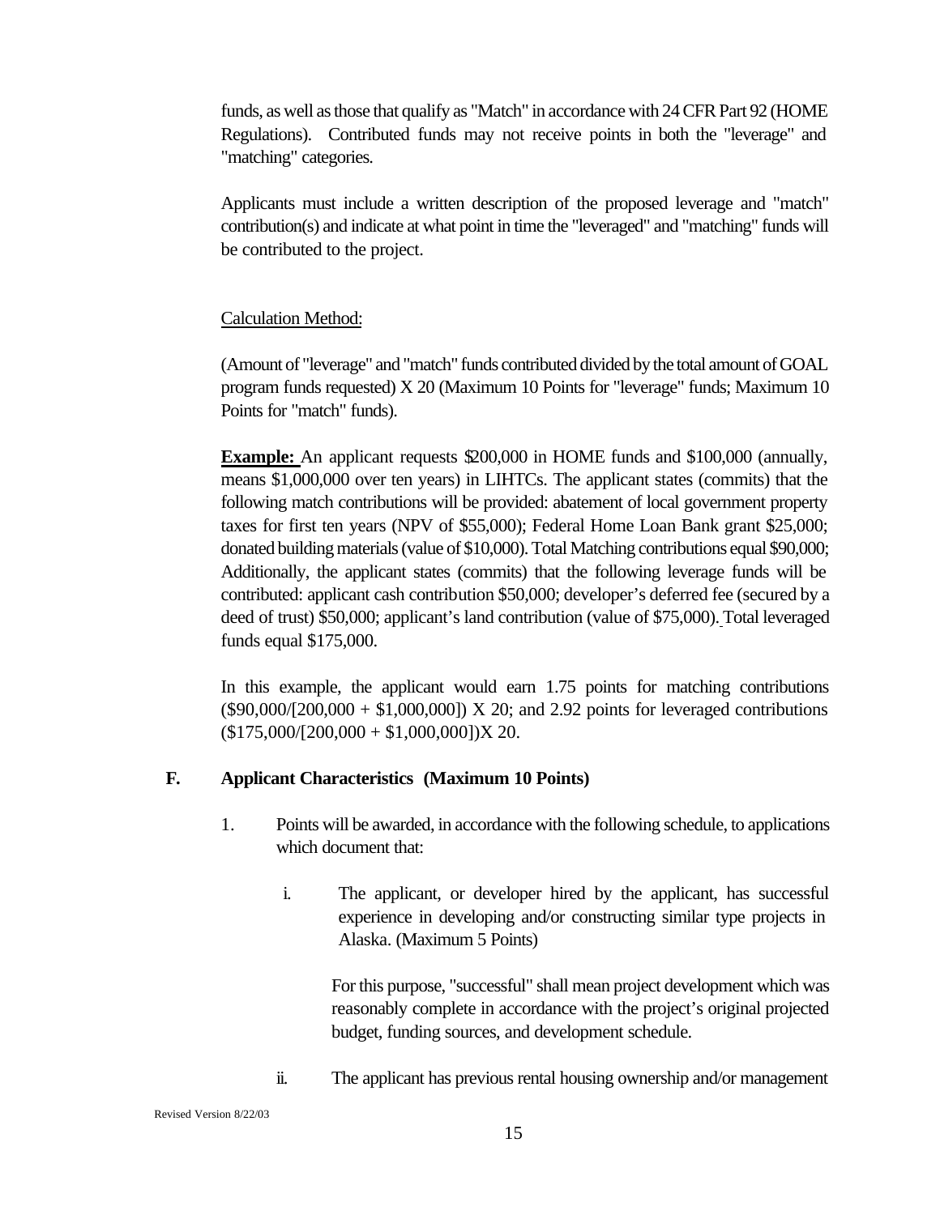funds, as well as those that qualify as "Match" in accordance with 24 CFR Part 92 (HOME Regulations). Contributed funds may not receive points in both the "leverage" and "matching" categories.

Applicants must include a written description of the proposed leverage and "match" contribution(s) and indicate at what point in time the "leveraged" and "matching" funds will be contributed to the project.

<u>Calculation Method:</u>

(Amount of "leverage" and "match" funds contributed divided by the total amount of GOAL program funds requested) X 20 (Maximum 10 Points for "leverage" funds; Maximum 10 Points for "match" funds).

**<u>Example:</u>** An applicant requests $200,000 in HOME funds and $100,000 (annually, means $1,000,000 over ten years) in LIHTCs. The applicant states (commits) that the following match contributions will be provided: abatement of local government property taxes for first ten years (NPV of $55,000); Federal Home Loan Bank grant $25,000; donated building materials (value of $10,000). Total Matching contributions equal $90,000; Additionally, the applicant states (commits) that the following leverage funds will be contributed: applicant cash contribution $50,000; developer's deferred fee (secured by a deed of trust) $50,000; applicant's land contribution (value of $75,000). Total leveraged funds equal $175,000.

In this example, the applicant would earn 1.75 points for matching contributions ($90,000/[200,000 + $1,000,000]) X 20; and 2.92 points for leveraged contributions ($175,000/[200,000 + $1,000,000])X 20.

## F. Applicant Characteristics (Maximum 10 Points)

1. Points will be awarded, in accordance with the following schedule, to applications which document that:

   i. The applicant, or developer hired by the applicant, has successful experience in developing and/or constructing similar type projects in Alaska. (Maximum 5 Points)

      For this purpose, "successful" shall mean project development which was reasonably complete in accordance with the project's original projected budget, funding sources, and development schedule.

   ii. The applicant has previous rental housing ownership and/or management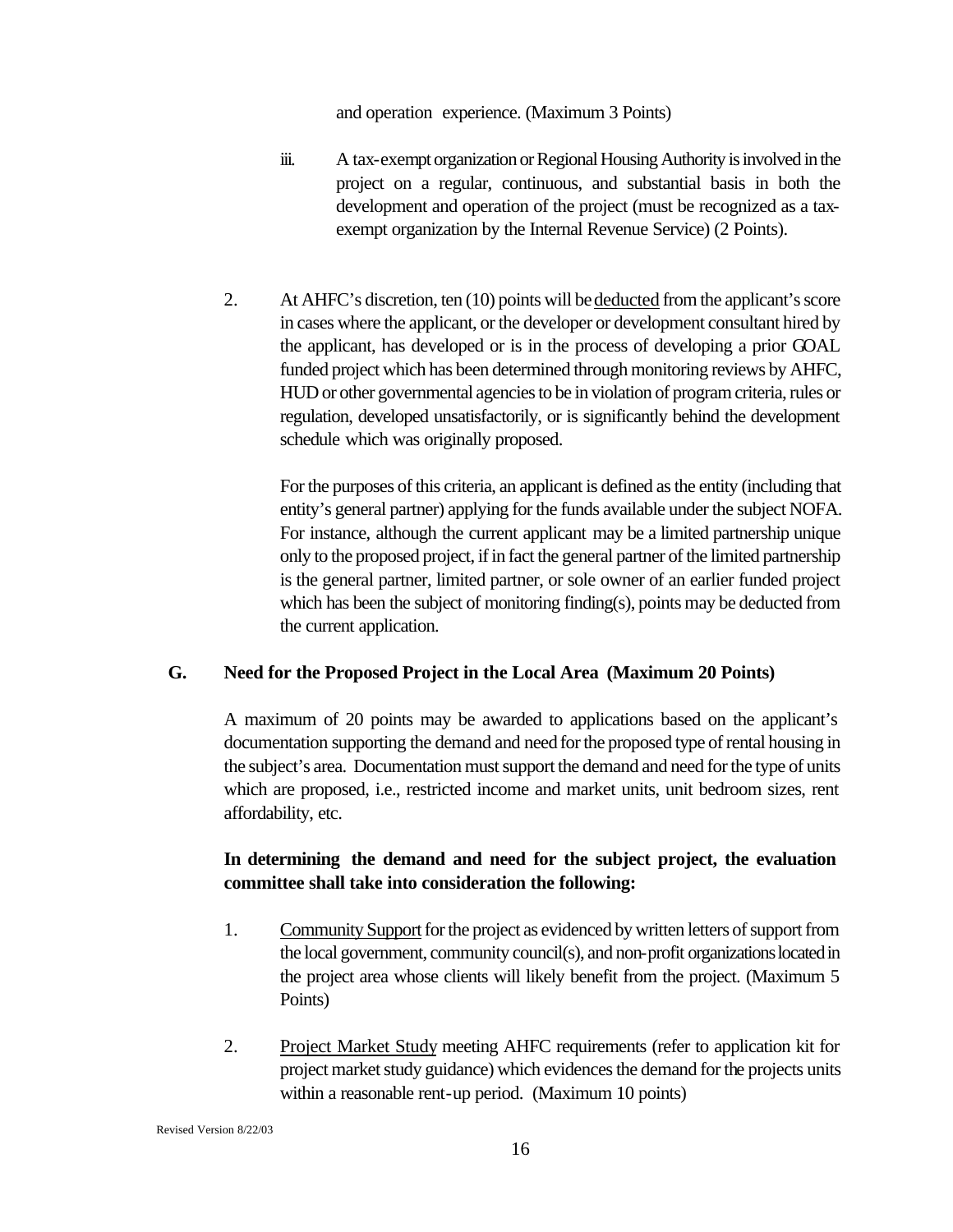and operation experience. (Maximum 3 Points)

iii. A tax-exempt organization or Regional Housing Authority is involved in the project on a regular, continuous, and substantial basis in both the development and operation of the project (must be recognized as a tax-exempt organization by the Internal Revenue Service) (2 Points).

2. At AHFC's discretion, ten (10) points will be <u>deducted</u> from the applicant's score in cases where the applicant, or the developer or development consultant hired by the applicant, has developed or is in the process of developing a prior GOAL funded project which has been determined through monitoring reviews by AHFC, HUD or other governmental agencies to be in violation of program criteria, rules or regulation, developed unsatisfactorily, or is significantly behind the development schedule which was originally proposed.

   For the purposes of this criteria, an applicant is defined as the entity (including that entity's general partner) applying for the funds available under the subject NOFA. For instance, although the current applicant may be a limited partnership unique only to the proposed project, if in fact the general partner of the limited partnership is the general partner, limited partner, or sole owner of an earlier funded project which has been the subject of monitoring finding(s), points may be deducted from the current application.

### G. Need for the Proposed Project in the Local Area (Maximum 20 Points)

A maximum of 20 points may be awarded to applications based on the applicant's documentation supporting the demand and need for the proposed type of rental housing in the subject's area. Documentation must support the demand and need for the type of units which are proposed, i.e., restricted income and market units, unit bedroom sizes, rent affordability, etc.

**In determining the demand and need for the subject project, the evaluation committee shall take into consideration the following:**

1. <u>Community Support</u> for the project as evidenced by written letters of support from the local government, community council(s), and non-profit organizations located in the project area whose clients will likely benefit from the project. (Maximum 5 Points)

2. <u>Project Market Study</u> meeting AHFC requirements (refer to application kit for project market study guidance) which evidences the demand for the projects units within a reasonable rent-up period. (Maximum 10 points)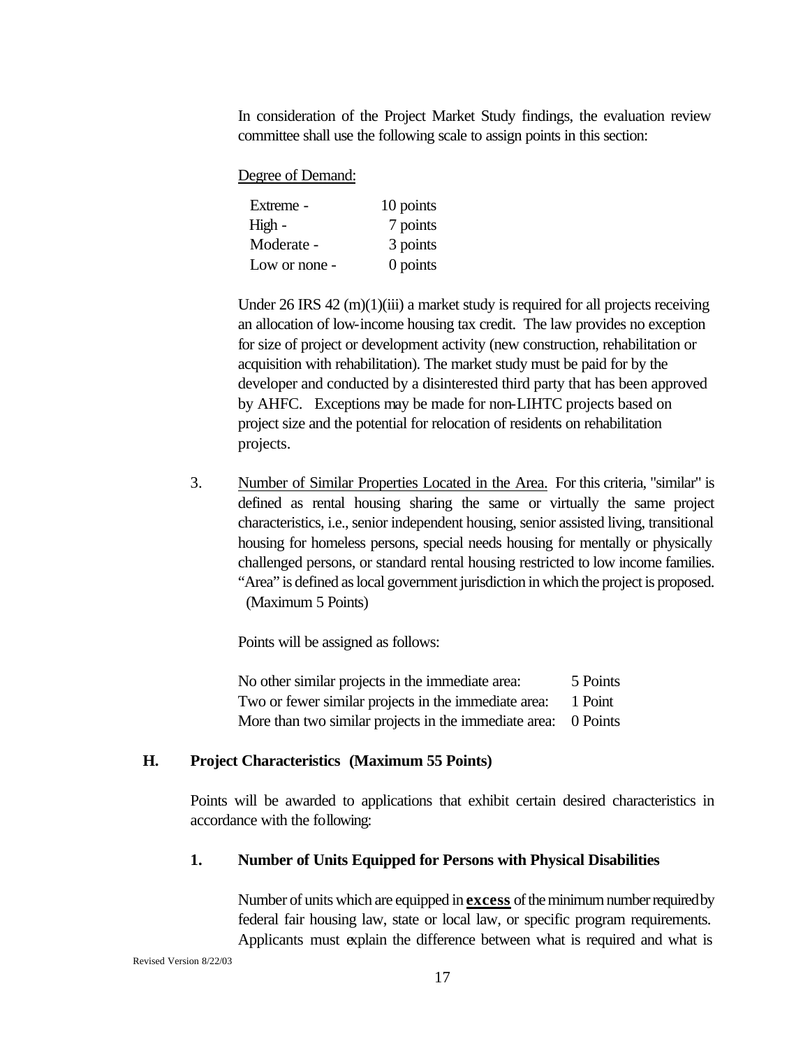In consideration of the Project Market Study findings, the evaluation review committee shall use the following scale to assign points in this section:

Degree of Demand:

| | |
|---|---|
| Extreme - | 10 points |
| High - | 7 points |
| Moderate - | 3 points |
| Low or none - | 0 points |

Under 26 IRS 42 (m)(1)(iii) a market study is required for all projects receiving an allocation of low-income housing tax credit. The law provides no exception for size of project or development activity (new construction, rehabilitation or acquisition with rehabilitation). The market study must be paid for by the developer and conducted by a disinterested third party that has been approved by AHFC. Exceptions may be made for non-LIHTC projects based on project size and the potential for relocation of residents on rehabilitation projects.

3. Number of Similar Properties Located in the Area. For this criteria, "similar" is defined as rental housing sharing the same or virtually the same project characteristics, i.e., senior independent housing, senior assisted living, transitional housing for homeless persons, special needs housing for mentally or physically challenged persons, or standard rental housing restricted to low income families. "Area" is defined as local government jurisdiction in which the project is proposed. (Maximum 5 Points)

   Points will be assigned as follows:

| | |
|---|---|
| No other similar projects in the immediate area: | 5 Points |
| Two or fewer similar projects in the immediate area: | 1 Point |
| More than two similar projects in the immediate area: | 0 Points |

## H. Project Characteristics (Maximum 55 Points)

Points will be awarded to applications that exhibit certain desired characteristics in accordance with the following:

### 1. Number of Units Equipped for Persons with Physical Disabilities

Number of units which are equipped in **excess** of the minimum number required by federal fair housing law, state or local law, or specific program requirements. Applicants must explain the difference between what is required and what is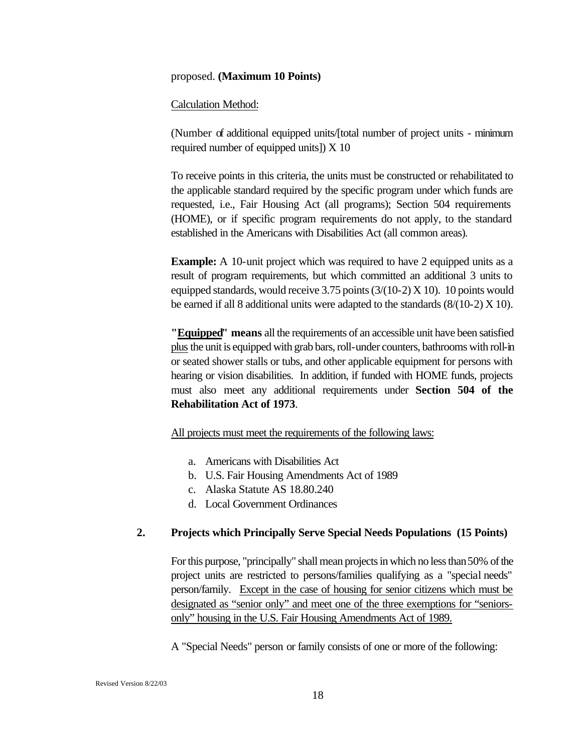proposed. **(Maximum 10 Points)**

Calculation Method:

(Number of additional equipped units/[total number of project units - minimum required number of equipped units]) X 10

To receive points in this criteria, the units must be constructed or rehabilitated to the applicable standard required by the specific program under which funds are requested, i.e., Fair Housing Act (all programs); Section 504 requirements (HOME), or if specific program requirements do not apply, to the standard established in the Americans with Disabilities Act (all common areas).

**Example:** A 10-unit project which was required to have 2 equipped units as a result of program requirements, but which committed an additional 3 units to equipped standards, would receive 3.75 points (3/(10-2) X 10). 10 points would be earned if all 8 additional units were adapted to the standards (8/(10-2) X 10).

**"Equipped" means** all the requirements of an accessible unit have been satisfied plus the unit is equipped with grab bars, roll-under counters, bathrooms with roll-in or seated shower stalls or tubs, and other applicable equipment for persons with hearing or vision disabilities. In addition, if funded with HOME funds, projects must also meet any additional requirements under **Section 504 of the Rehabilitation Act of 1973**.

All projects must meet the requirements of the following laws:

a. Americans with Disabilities Act
b. U.S. Fair Housing Amendments Act of 1989
c. Alaska Statute AS 18.80.240
d. Local Government Ordinances

**2. Projects which Principally Serve Special Needs Populations (15 Points)**

For this purpose, "principally" shall mean projects in which no less than 50% of the project units are restricted to persons/families qualifying as a "special needs" person/family. Except in the case of housing for senior citizens which must be designated as "senior only" and meet one of the three exemptions for "seniors-only" housing in the U.S. Fair Housing Amendments Act of 1989.

A "Special Needs" person or family consists of one or more of the following: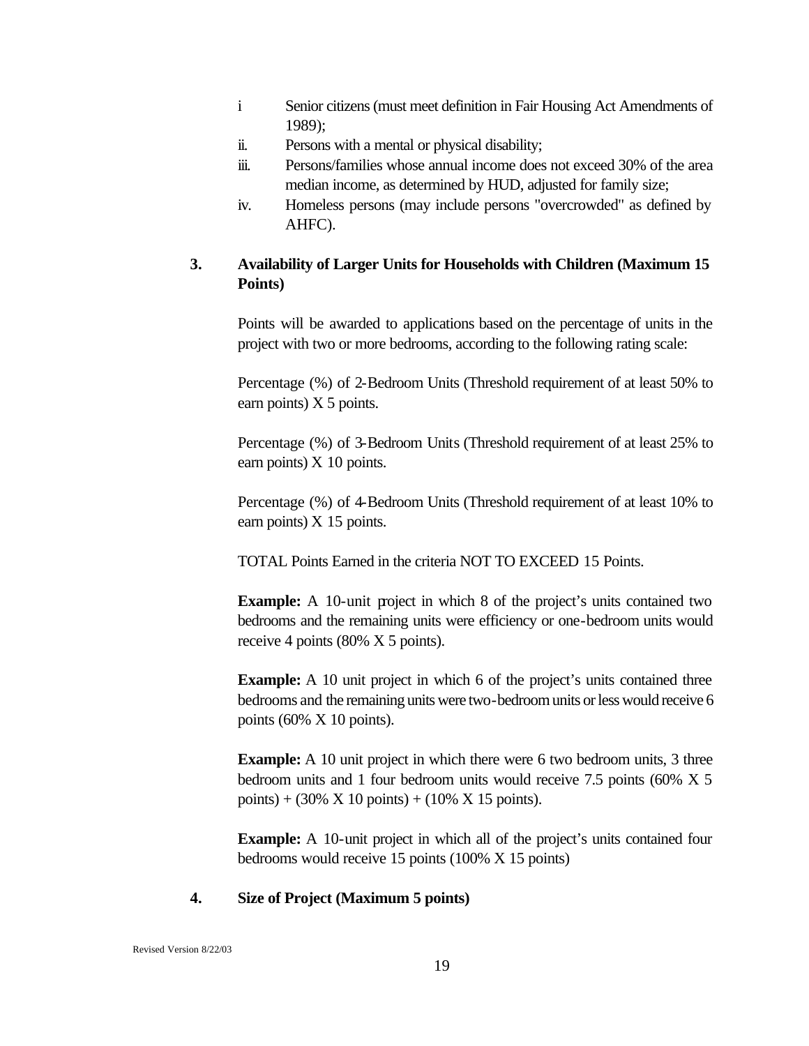i Senior citizens (must meet definition in Fair Housing Act Amendments of 1989);

ii. Persons with a mental or physical disability;

iii. Persons/families whose annual income does not exceed 30% of the area median income, as determined by HUD, adjusted for family size;

iv. Homeless persons (may include persons "overcrowded" as defined by AHFC).

**3. Availability of Larger Units for Households with Children (Maximum 15 Points)**

Points will be awarded to applications based on the percentage of units in the project with two or more bedrooms, according to the following rating scale:

Percentage (%) of 2-Bedroom Units (Threshold requirement of at least 50% to earn points) X 5 points.

Percentage (%) of 3-Bedroom Units (Threshold requirement of at least 25% to earn points) X 10 points.

Percentage (%) of 4-Bedroom Units (Threshold requirement of at least 10% to earn points) X 15 points.

TOTAL Points Earned in the criteria NOT TO EXCEED 15 Points.

**Example:** A 10-unit project in which 8 of the project's units contained two bedrooms and the remaining units were efficiency or one-bedroom units would receive 4 points (80% X 5 points).

**Example:** A 10 unit project in which 6 of the project's units contained three bedrooms and the remaining units were two-bedroom units or less would receive 6 points (60% X 10 points).

**Example:** A 10 unit project in which there were 6 two bedroom units, 3 three bedroom units and 1 four bedroom units would receive 7.5 points (60% X 5 points) + (30% X 10 points) + (10% X 15 points).

**Example:** A 10-unit project in which all of the project's units contained four bedrooms would receive 15 points (100% X 15 points)

**4. Size of Project (Maximum 5 points)**

Revised Version 8/22/03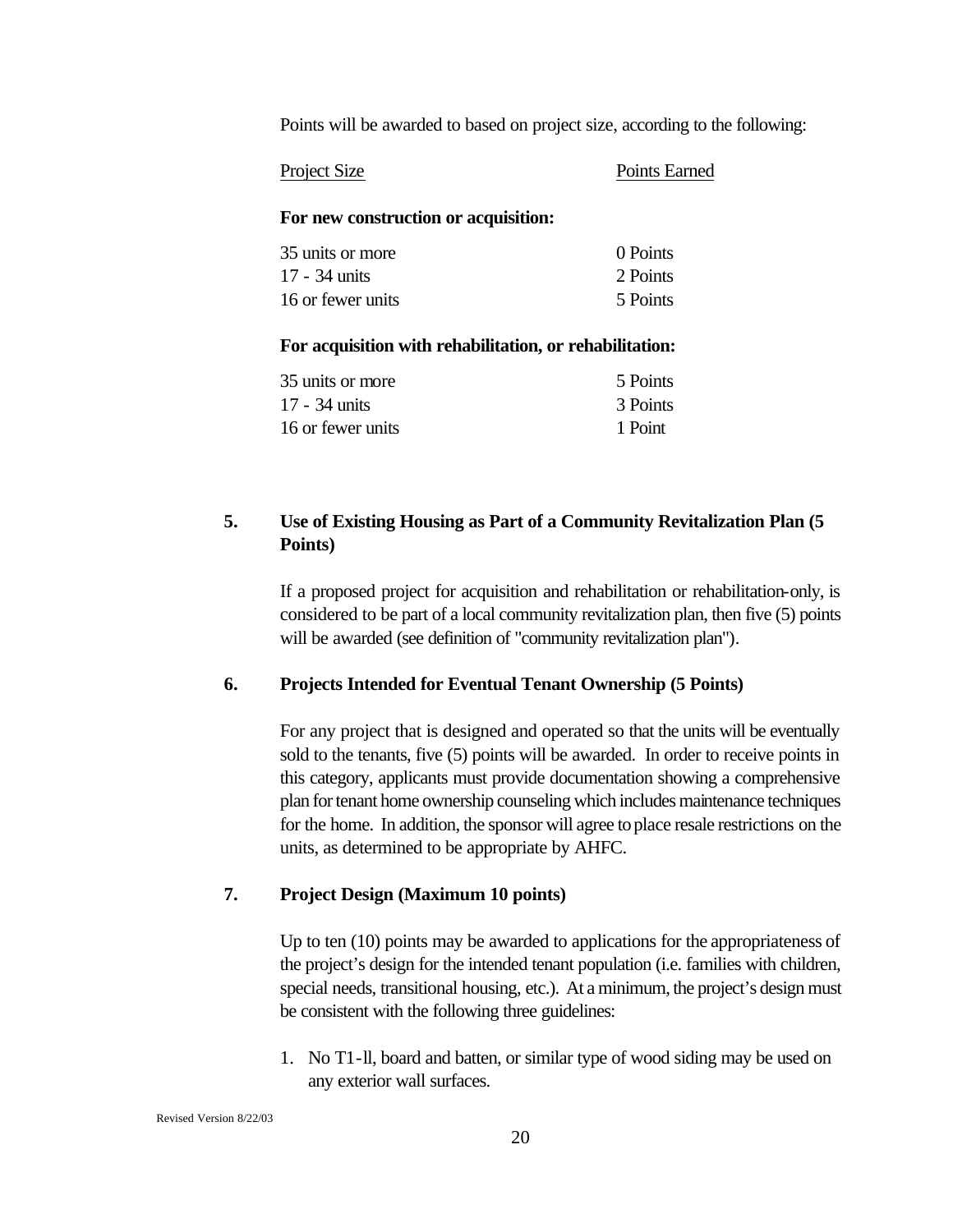Points will be awarded to based on project size, according to the following:

| Project Size | Points Earned |
|---|---|
| **For new construction or acquisition:** | |
| 35 units or more | 0 Points |
| 17 - 34 units | 2 Points |
| 16 or fewer units | 5 Points |
| **For acquisition with rehabilitation, or rehabilitation:** | |
| 35 units or more | 5 Points |
| 17 - 34 units | 3 Points |
| 16 or fewer units | 1 Point |

### 5. Use of Existing Housing as Part of a Community Revitalization Plan (5 Points)

If a proposed project for acquisition and rehabilitation or rehabilitation-only, is considered to be part of a local community revitalization plan, then five (5) points will be awarded (see definition of "community revitalization plan").

### 6. Projects Intended for Eventual Tenant Ownership (5 Points)

For any project that is designed and operated so that the units will be eventually sold to the tenants, five (5) points will be awarded. In order to receive points in this category, applicants must provide documentation showing a comprehensive plan for tenant home ownership counseling which includes maintenance techniques for the home. In addition, the sponsor will agree to place resale restrictions on the units, as determined to be appropriate by AHFC.

### 7. Project Design (Maximum 10 points)

Up to ten (10) points may be awarded to applications for the appropriateness of the project's design for the intended tenant population (i.e. families with children, special needs, transitional housing, etc.). At a minimum, the project's design must be consistent with the following three guidelines:

1. No T1-ll, board and batten, or similar type of wood siding may be used on any exterior wall surfaces.

Revised Version 8/22/03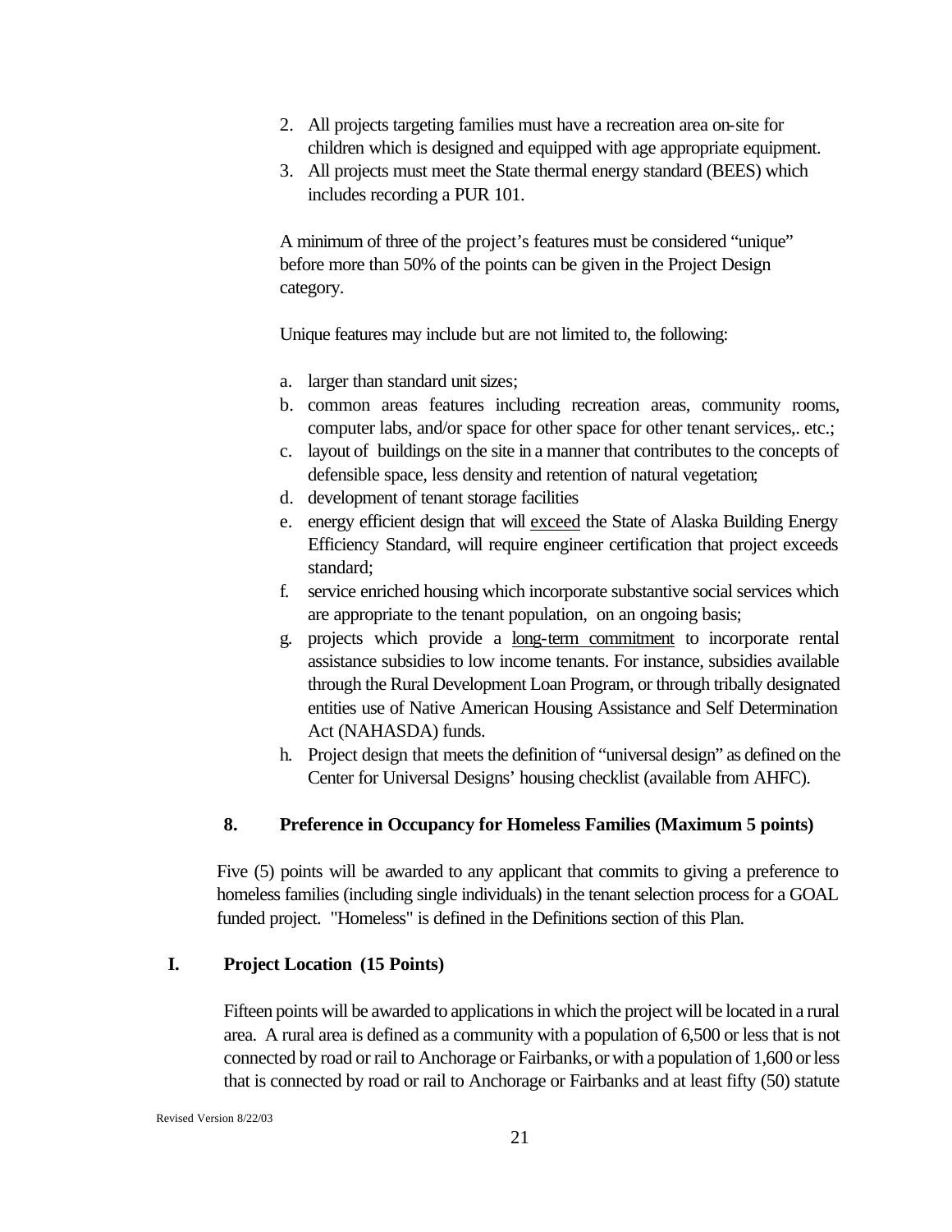2. All projects targeting families must have a recreation area on-site for children which is designed and equipped with age appropriate equipment.
3. All projects must meet the State thermal energy standard (BEES) which includes recording a PUR 101.

A minimum of three of the project's features must be considered "unique" before more than 50% of the points can be given in the Project Design category.

Unique features may include but are not limited to, the following:

a. larger than standard unit sizes;
b. common areas features including recreation areas, community rooms, computer labs, and/or space for other space for other tenant services,. etc.;
c. layout of buildings on the site in a manner that contributes to the concepts of defensible space, less density and retention of natural vegetation;
d. development of tenant storage facilities
e. energy efficient design that will <u>exceed</u> the State of Alaska Building Energy Efficiency Standard, will require engineer certification that project exceeds standard;
f. service enriched housing which incorporate substantive social services which are appropriate to the tenant population, on an ongoing basis;
g. projects which provide a <u>long-term commitment</u> to incorporate rental assistance subsidies to low income tenants. For instance, subsidies available through the Rural Development Loan Program, or through tribally designated entities use of Native American Housing Assistance and Self Determination Act (NAHASDA) funds.
h. Project design that meets the definition of "universal design" as defined on the Center for Universal Designs' housing checklist (available from AHFC).

### 8. Preference in Occupancy for Homeless Families (Maximum 5 points)

Five (5) points will be awarded to any applicant that commits to giving a preference to homeless families (including single individuals) in the tenant selection process for a GOAL funded project. "Homeless" is defined in the Definitions section of this Plan.

## I. Project Location (15 Points)

Fifteen points will be awarded to applications in which the project will be located in a rural area. A rural area is defined as a community with a population of 6,500 or less that is not connected by road or rail to Anchorage or Fairbanks, or with a population of 1,600 or less that is connected by road or rail to Anchorage or Fairbanks and at least fifty (50) statute

Revised Version 8/22/03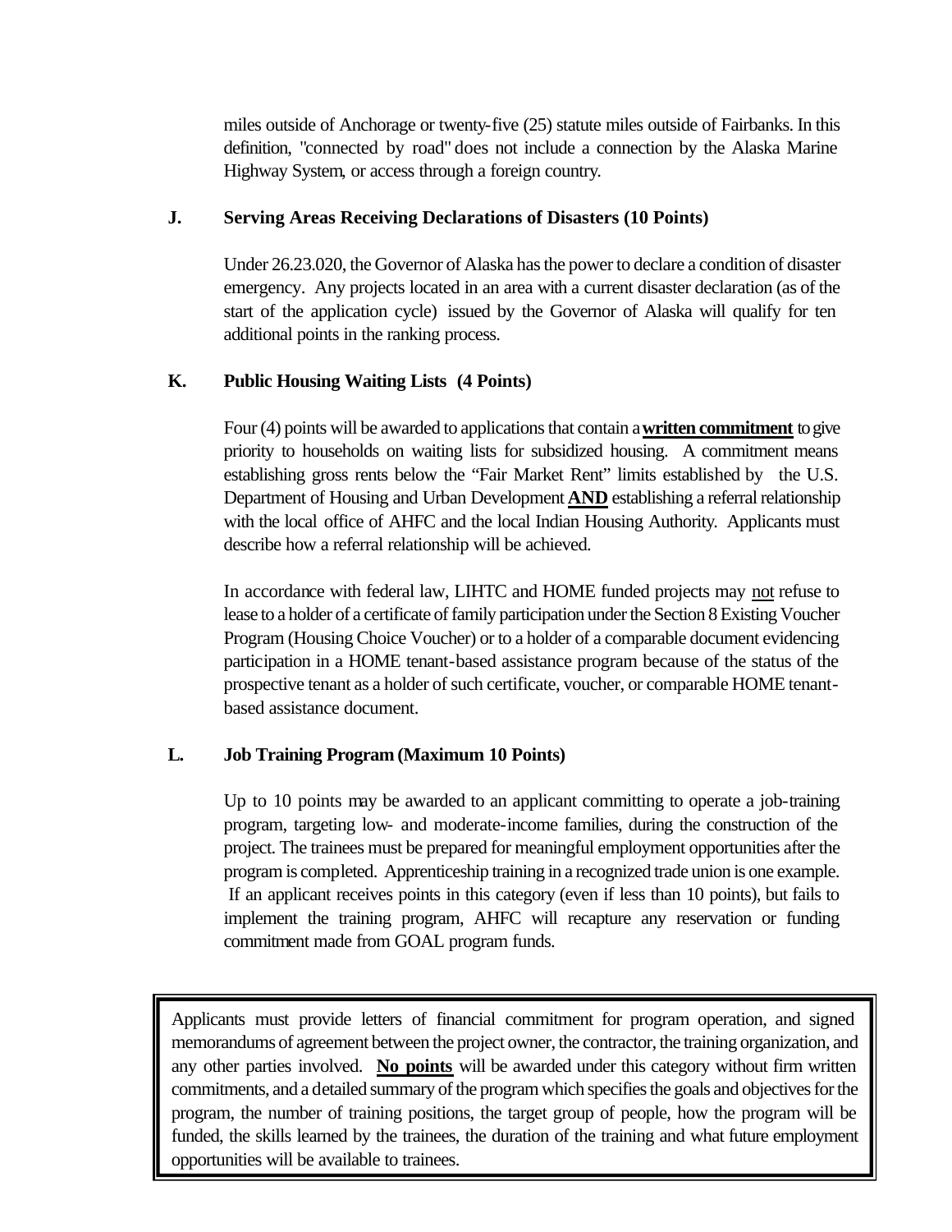miles outside of Anchorage or twenty-five (25) statute miles outside of Fairbanks. In this definition, "connected by road" does not include a connection by the Alaska Marine Highway System, or access through a foreign country.

### J. Serving Areas Receiving Declarations of Disasters (10 Points)

Under 26.23.020, the Governor of Alaska has the power to declare a condition of disaster emergency. Any projects located in an area with a current disaster declaration (as of the start of the application cycle) issued by the Governor of Alaska will qualify for ten additional points in the ranking process.

### K. Public Housing Waiting Lists (4 Points)

Four (4) points will be awarded to applications that contain a **written commitment** to give priority to households on waiting lists for subsidized housing. A commitment means establishing gross rents below the "Fair Market Rent" limits established by the U.S. Department of Housing and Urban Development **AND** establishing a referral relationship with the local office of AHFC and the local Indian Housing Authority. Applicants must describe how a referral relationship will be achieved.

In accordance with federal law, LIHTC and HOME funded projects may not refuse to lease to a holder of a certificate of family participation under the Section 8 Existing Voucher Program (Housing Choice Voucher) or to a holder of a comparable document evidencing participation in a HOME tenant-based assistance program because of the status of the prospective tenant as a holder of such certificate, voucher, or comparable HOME tenant-based assistance document.

### L. Job Training Program (Maximum 10 Points)

Up to 10 points may be awarded to an applicant committing to operate a job-training program, targeting low- and moderate-income families, during the construction of the project. The trainees must be prepared for meaningful employment opportunities after the program is completed. Apprenticeship training in a recognized trade union is one example. If an applicant receives points in this category (even if less than 10 points), but fails to implement the training program, AHFC will recapture any reservation or funding commitment made from GOAL program funds.

> Applicants must provide letters of financial commitment for program operation, and signed memorandums of agreement between the project owner, the contractor, the training organization, and any other parties involved. **No points** will be awarded under this category without firm written commitments, and a detailed summary of the program which specifies the goals and objectives for the program, the number of training positions, the target group of people, how the program will be funded, the skills learned by the trainees, the duration of the training and what future employment opportunities will be available to trainees.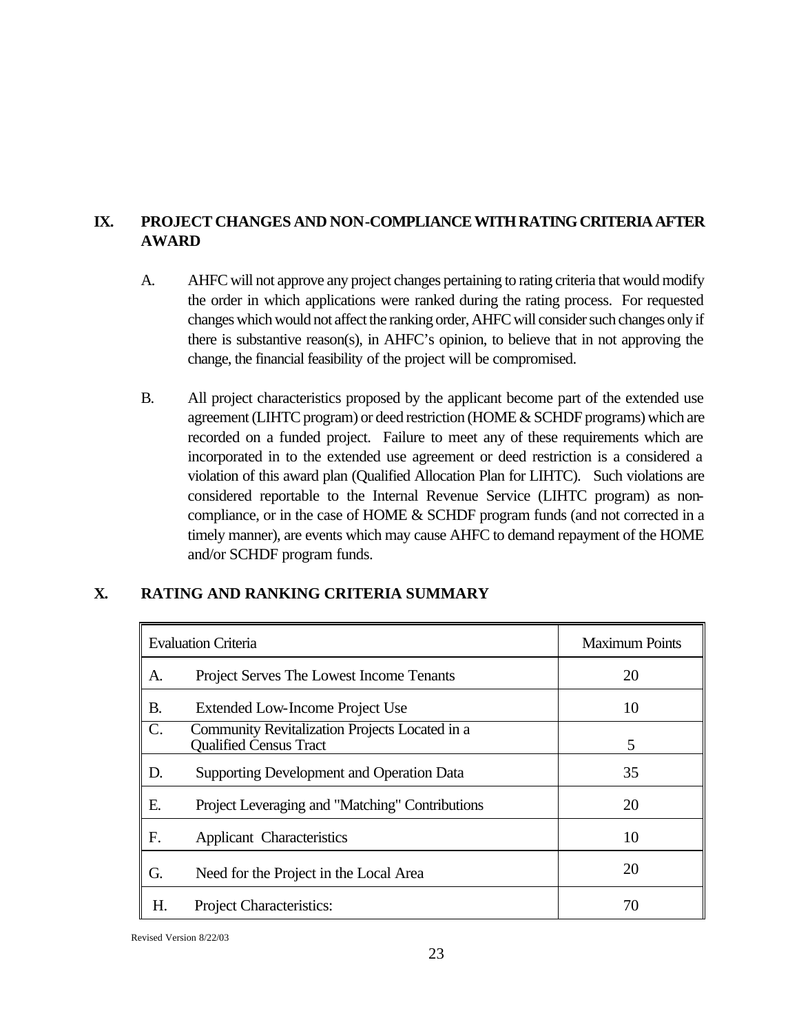## IX. PROJECT CHANGES AND NON-COMPLIANCE WITH RATING CRITERIA AFTER AWARD

A. AHFC will not approve any project changes pertaining to rating criteria that would modify the order in which applications were ranked during the rating process. For requested changes which would not affect the ranking order, AHFC will consider such changes only if there is substantive reason(s), in AHFC's opinion, to believe that in not approving the change, the financial feasibility of the project will be compromised.

B. All project characteristics proposed by the applicant become part of the extended use agreement (LIHTC program) or deed restriction (HOME & SCHDF programs) which are recorded on a funded project. Failure to meet any of these requirements which are incorporated in to the extended use agreement or deed restriction is a considered a violation of this award plan (Qualified Allocation Plan for LIHTC). Such violations are considered reportable to the Internal Revenue Service (LIHTC program) as non-compliance, or in the case of HOME & SCHDF program funds (and not corrected in a timely manner), are events which may cause AHFC to demand repayment of the HOME and/or SCHDF program funds.

## X. RATING AND RANKING CRITERIA SUMMARY

| Evaluation Criteria | Maximum Points |
|---|---|
| A. Project Serves The Lowest Income Tenants | 20 |
| B. Extended Low-Income Project Use | 10 |
| C. Community Revitalization Projects Located in a Qualified Census Tract | 5 |
| D. Supporting Development and Operation Data | 35 |
| E. Project Leveraging and "Matching" Contributions | 20 |
| F. Applicant Characteristics | 10 |
| G. Need for the Project in the Local Area | 20 |
| H. Project Characteristics: | 70 |

Revised Version 8/22/03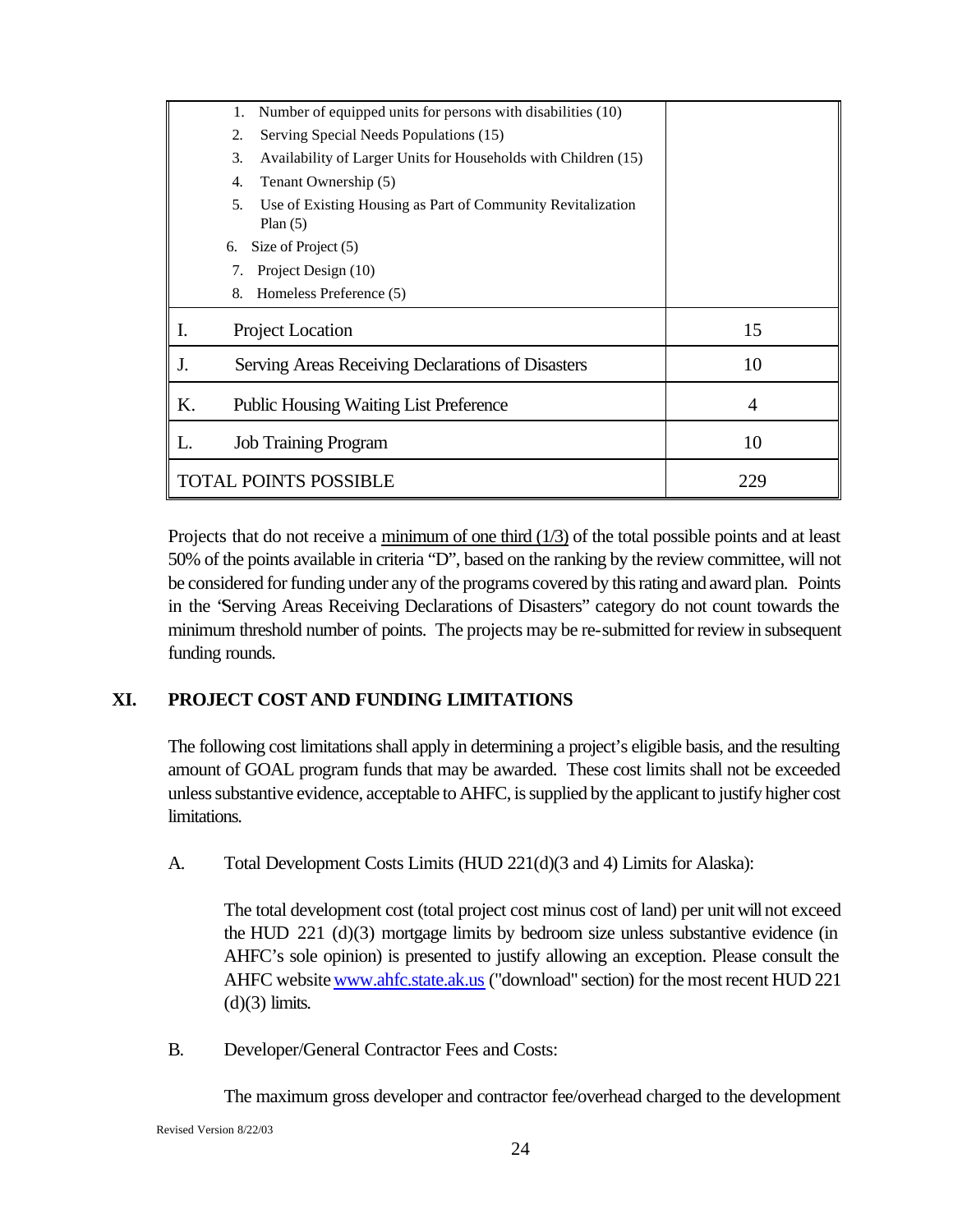| | |
|---|---|
| 1. Number of equipped units for persons with disabilities (10)<br>2. Serving Special Needs Populations (15)<br>3. Availability of Larger Units for Households with Children (15)<br>4. Tenant Ownership (5)<br>5. Use of Existing Housing as Part of Community Revitalization Plan (5)<br>6. Size of Project (5)<br>7. Project Design (10)<br>8. Homeless Preference (5) | |
| I. Project Location | 15 |
| J. Serving Areas Receiving Declarations of Disasters | 10 |
| K. Public Housing Waiting List Preference | 4 |
| L. Job Training Program | 10 |
| TOTAL POINTS POSSIBLE | 229 |

Projects that do not receive a minimum of one third (1/3) of the total possible points and at least 50% of the points available in criteria "D", based on the ranking by the review committee, will not be considered for funding under any of the programs covered by this rating and award plan. Points in the 'Serving Areas Receiving Declarations of Disasters" category do not count towards the minimum threshold number of points. The projects may be re-submitted for review in subsequent funding rounds.

## XI. PROJECT COST AND FUNDING LIMITATIONS

The following cost limitations shall apply in determining a project's eligible basis, and the resulting amount of GOAL program funds that may be awarded. These cost limits shall not be exceeded unless substantive evidence, acceptable to AHFC, is supplied by the applicant to justify higher cost limitations.

A. Total Development Costs Limits (HUD 221(d)(3 and 4) Limits for Alaska):

The total development cost (total project cost minus cost of land) per unit will not exceed the HUD 221 (d)(3) mortgage limits by bedroom size unless substantive evidence (in AHFC's sole opinion) is presented to justify allowing an exception. Please consult the AHFC website www.ahfc.state.ak.us ("download" section) for the most recent HUD 221 (d)(3) limits.

B. Developer/General Contractor Fees and Costs:

The maximum gross developer and contractor fee/overhead charged to the development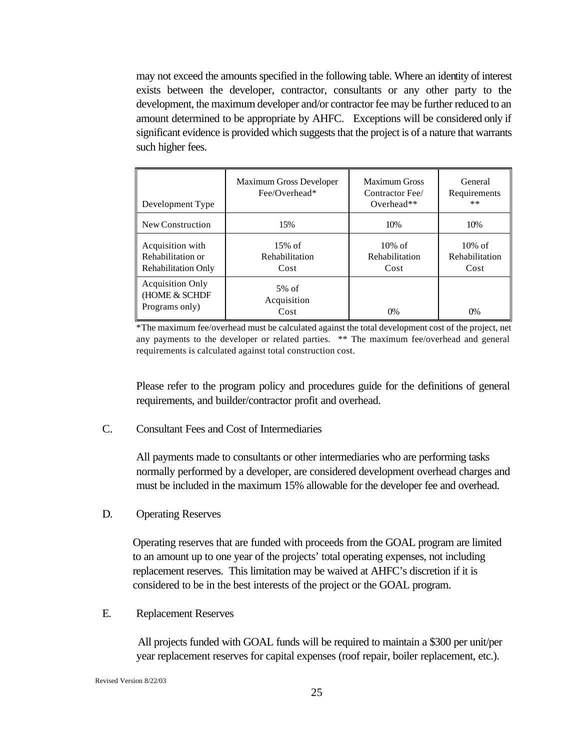may not exceed the amounts specified in the following table. Where an identity of interest exists between the developer, contractor, consultants or any other party to the development, the maximum developer and/or contractor fee may be further reduced to an amount determined to be appropriate by AHFC. Exceptions will be considered only if significant evidence is provided which suggests that the project is of a nature that warrants such higher fees.

| Development Type | Maximum Gross Developer Fee/Overhead* | Maximum Gross Contractor Fee/ Overhead** | General Requirements ** |
|---|---|---|---|
| New Construction | 15% | 10% | 10% |
| Acquisition with Rehabilitation or Rehabilitation Only | 15% of Rehabilitation Cost | 10% of Rehabilitation Cost | 10% of Rehabilitation Cost |
| Acquisition Only (HOME & SCHDF Programs only) | 5% of Acquisition Cost | 0% | 0% |

*The maximum fee/overhead must be calculated against the total development cost of the project, net any payments to the developer or related parties. ** The maximum fee/overhead and general requirements is calculated against total construction cost.

Please refer to the program policy and procedures guide for the definitions of general requirements, and builder/contractor profit and overhead.

C. Consultant Fees and Cost of Intermediaries

All payments made to consultants or other intermediaries who are performing tasks normally performed by a developer, are considered development overhead charges and must be included in the maximum 15% allowable for the developer fee and overhead.

D. Operating Reserves

Operating reserves that are funded with proceeds from the GOAL program are limited to an amount up to one year of the projects' total operating expenses, not including replacement reserves. This limitation may be waived at AHFC's discretion if it is considered to be in the best interests of the project or the GOAL program.

E. Replacement Reserves

All projects funded with GOAL funds will be required to maintain a $300 per unit/per year replacement reserves for capital expenses (roof repair, boiler replacement, etc.).

Revised Version 8/22/03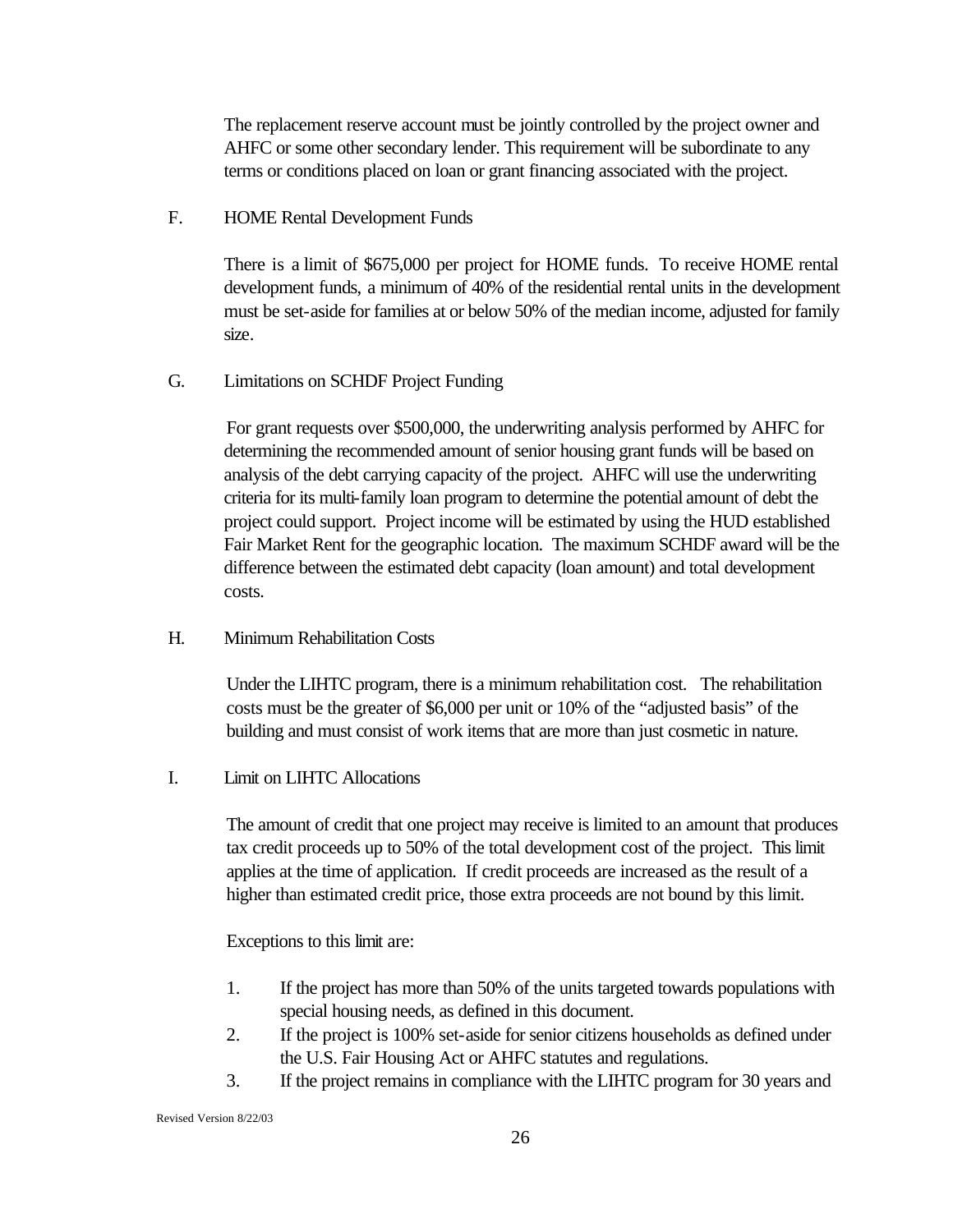The replacement reserve account must be jointly controlled by the project owner and AHFC or some other secondary lender. This requirement will be subordinate to any terms or conditions placed on loan or grant financing associated with the project.

F. HOME Rental Development Funds

There is a limit of $675,000 per project for HOME funds. To receive HOME rental development funds, a minimum of 40% of the residential rental units in the development must be set-aside for families at or below 50% of the median income, adjusted for family size.

G. Limitations on SCHDF Project Funding

For grant requests over $500,000, the underwriting analysis performed by AHFC for determining the recommended amount of senior housing grant funds will be based on analysis of the debt carrying capacity of the project. AHFC will use the underwriting criteria for its multi-family loan program to determine the potential amount of debt the project could support. Project income will be estimated by using the HUD established Fair Market Rent for the geographic location. The maximum SCHDF award will be the difference between the estimated debt capacity (loan amount) and total development costs.

H. Minimum Rehabilitation Costs

Under the LIHTC program, there is a minimum rehabilitation cost. The rehabilitation costs must be the greater of $6,000 per unit or 10% of the "adjusted basis" of the building and must consist of work items that are more than just cosmetic in nature.

I. Limit on LIHTC Allocations

The amount of credit that one project may receive is limited to an amount that produces tax credit proceeds up to 50% of the total development cost of the project. This limit applies at the time of application. If credit proceeds are increased as the result of a higher than estimated credit price, those extra proceeds are not bound by this limit.

Exceptions to this limit are:

1. If the project has more than 50% of the units targeted towards populations with special housing needs, as defined in this document.
2. If the project is 100% set-aside for senior citizens households as defined under the U.S. Fair Housing Act or AHFC statutes and regulations.
3. If the project remains in compliance with the LIHTC program for 30 years and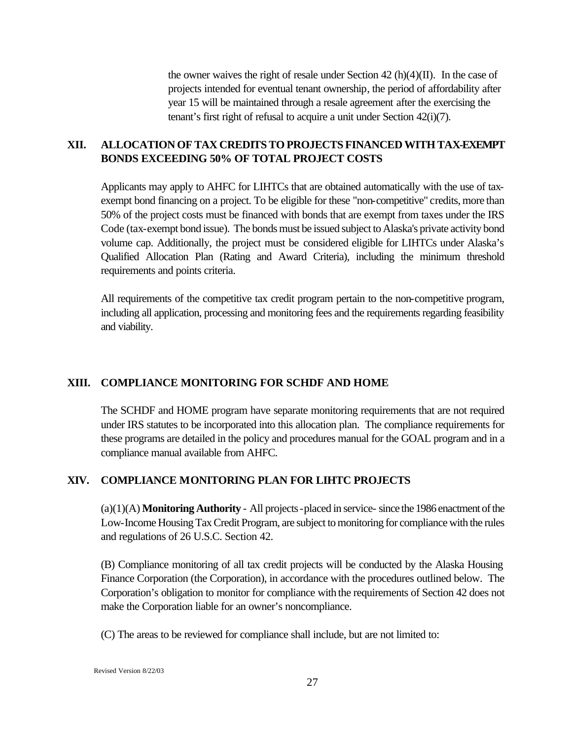the owner waives the right of resale under Section 42 (h)(4)(II). In the case of projects intended for eventual tenant ownership, the period of affordability after year 15 will be maintained through a resale agreement after the exercising the tenant's first right of refusal to acquire a unit under Section 42(i)(7).

## XII. ALLOCATION OF TAX CREDITS TO PROJECTS FINANCED WITH TAX-EXEMPT BONDS EXCEEDING 50% OF TOTAL PROJECT COSTS

Applicants may apply to AHFC for LIHTCs that are obtained automatically with the use of tax-exempt bond financing on a project. To be eligible for these "non-competitive" credits, more than 50% of the project costs must be financed with bonds that are exempt from taxes under the IRS Code (tax-exempt bond issue). The bonds must be issued subject to Alaska's private activity bond volume cap. Additionally, the project must be considered eligible for LIHTCs under Alaska's Qualified Allocation Plan (Rating and Award Criteria), including the minimum threshold requirements and points criteria.

All requirements of the competitive tax credit program pertain to the non-competitive program, including all application, processing and monitoring fees and the requirements regarding feasibility and viability.

## XIII. COMPLIANCE MONITORING FOR SCHDF AND HOME

The SCHDF and HOME program have separate monitoring requirements that are not required under IRS statutes to be incorporated into this allocation plan. The compliance requirements for these programs are detailed in the policy and procedures manual for the GOAL program and in a compliance manual available from AHFC.

## XIV. COMPLIANCE MONITORING PLAN FOR LIHTC PROJECTS

(a)(1)(A) **Monitoring Authority** - All projects -placed in service- since the 1986 enactment of the Low-Income Housing Tax Credit Program, are subject to monitoring for compliance with the rules and regulations of 26 U.S.C. Section 42.

(B) Compliance monitoring of all tax credit projects will be conducted by the Alaska Housing Finance Corporation (the Corporation), in accordance with the procedures outlined below. The Corporation's obligation to monitor for compliance with the requirements of Section 42 does not make the Corporation liable for an owner's noncompliance.

(C) The areas to be reviewed for compliance shall include, but are not limited to: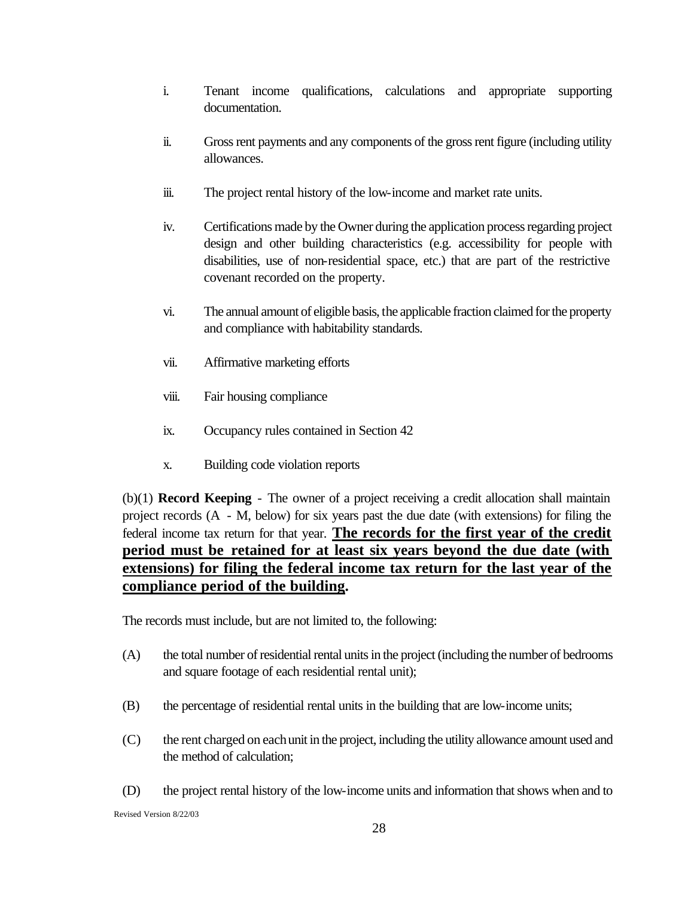i. Tenant income qualifications, calculations and appropriate supporting documentation.

ii. Gross rent payments and any components of the gross rent figure (including utility allowances.

iii. The project rental history of the low-income and market rate units.

iv. Certifications made by the Owner during the application process regarding project design and other building characteristics (e.g. accessibility for people with disabilities, use of non-residential space, etc.) that are part of the restrictive covenant recorded on the property.

vi. The annual amount of eligible basis, the applicable fraction claimed for the property and compliance with habitability standards.

vii. Affirmative marketing efforts

viii. Fair housing compliance

ix. Occupancy rules contained in Section 42

x. Building code violation reports

(b)(1) **Record Keeping** - The owner of a project receiving a credit allocation shall maintain project records (A - M, below) for six years past the due date (with extensions) for filing the federal income tax return for that year. **<u>The records for the first year of the credit period must be retained for at least six years beyond the due date (with extensions) for filing the federal income tax return for the last year of the compliance period of the building</u>.**

The records must include, but are not limited to, the following:

(A) the total number of residential rental units in the project (including the number of bedrooms and square footage of each residential rental unit);

(B) the percentage of residential rental units in the building that are low-income units;

(C) the rent charged on each unit in the project, including the utility allowance amount used and the method of calculation;

(D) the project rental history of the low-income units and information that shows when and to

Revised Version 8/22/03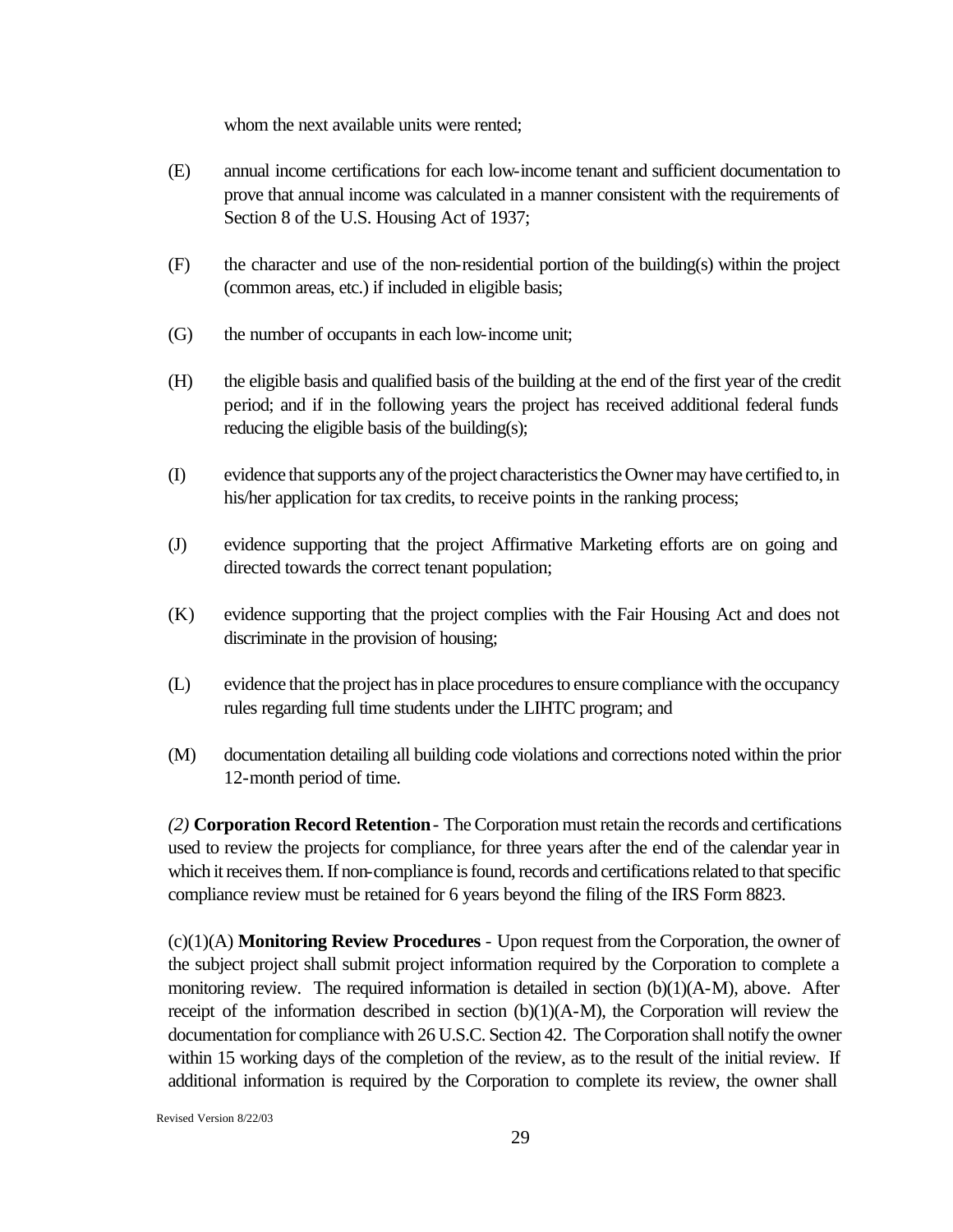whom the next available units were rented;

(E) annual income certifications for each low-income tenant and sufficient documentation to prove that annual income was calculated in a manner consistent with the requirements of Section 8 of the U.S. Housing Act of 1937;

(F) the character and use of the non-residential portion of the building(s) within the project (common areas, etc.) if included in eligible basis;

(G) the number of occupants in each low-income unit;

(H) the eligible basis and qualified basis of the building at the end of the first year of the credit period; and if in the following years the project has received additional federal funds reducing the eligible basis of the building(s);

(I) evidence that supports any of the project characteristics the Owner may have certified to, in his/her application for tax credits, to receive points in the ranking process;

(J) evidence supporting that the project Affirmative Marketing efforts are on going and directed towards the correct tenant population;

(K) evidence supporting that the project complies with the Fair Housing Act and does not discriminate in the provision of housing;

(L) evidence that the project has in place procedures to ensure compliance with the occupancy rules regarding full time students under the LIHTC program; and

(M) documentation detailing all building code violations and corrections noted within the prior 12-month period of time.

*(2)* **Corporation Record Retention** - The Corporation must retain the records and certifications used to review the projects for compliance, for three years after the end of the calendar year in which it receives them. If non-compliance is found, records and certifications related to that specific compliance review must be retained for 6 years beyond the filing of the IRS Form 8823.

(c)(1)(A) **Monitoring Review Procedures** - Upon request from the Corporation, the owner of the subject project shall submit project information required by the Corporation to complete a monitoring review. The required information is detailed in section (b)(1)(A-M), above. After receipt of the information described in section (b)(1)(A-M), the Corporation will review the documentation for compliance with 26 U.S.C. Section 42. The Corporation shall notify the owner within 15 working days of the completion of the review, as to the result of the initial review. If additional information is required by the Corporation to complete its review, the owner shall

Revised Version 8/22/03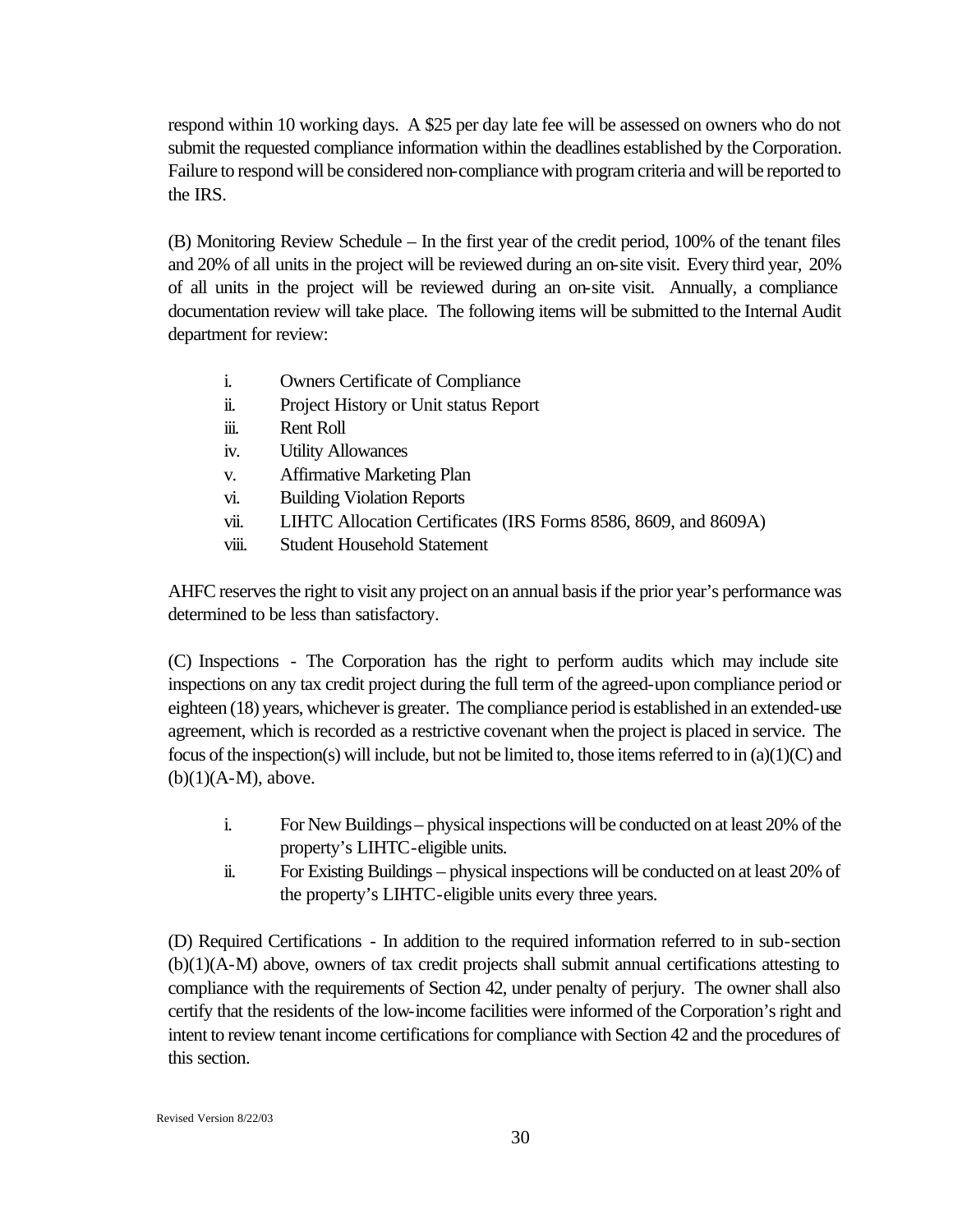respond within 10 working days. A $25 per day late fee will be assessed on owners who do not submit the requested compliance information within the deadlines established by the Corporation. Failure to respond will be considered non-compliance with program criteria and will be reported to the IRS.

(B) Monitoring Review Schedule – In the first year of the credit period, 100% of the tenant files and 20% of all units in the project will be reviewed during an on-site visit. Every third year, 20% of all units in the project will be reviewed during an on-site visit. Annually, a compliance documentation review will take place. The following items will be submitted to the Internal Audit department for review:

- i. Owners Certificate of Compliance
- ii. Project History or Unit status Report
- iii. Rent Roll
- iv. Utility Allowances
- v. Affirmative Marketing Plan
- vi. Building Violation Reports
- vii. LIHTC Allocation Certificates (IRS Forms 8586, 8609, and 8609A)
- viii. Student Household Statement

AHFC reserves the right to visit any project on an annual basis if the prior year's performance was determined to be less than satisfactory.

(C) Inspections - The Corporation has the right to perform audits which may include site inspections on any tax credit project during the full term of the agreed-upon compliance period or eighteen (18) years, whichever is greater. The compliance period is established in an extended-use agreement, which is recorded as a restrictive covenant when the project is placed in service. The focus of the inspection(s) will include, but not be limited to, those items referred to in (a)(1)(C) and (b)(1)(A-M), above.

- i. For New Buildings – physical inspections will be conducted on at least 20% of the property's LIHTC-eligible units.
- ii. For Existing Buildings – physical inspections will be conducted on at least 20% of the property's LIHTC-eligible units every three years.

(D) Required Certifications - In addition to the required information referred to in sub-section (b)(1)(A-M) above, owners of tax credit projects shall submit annual certifications attesting to compliance with the requirements of Section 42, under penalty of perjury. The owner shall also certify that the residents of the low-income facilities were informed of the Corporation's right and intent to review tenant income certifications for compliance with Section 42 and the procedures of this section.

Revised Version 8/22/03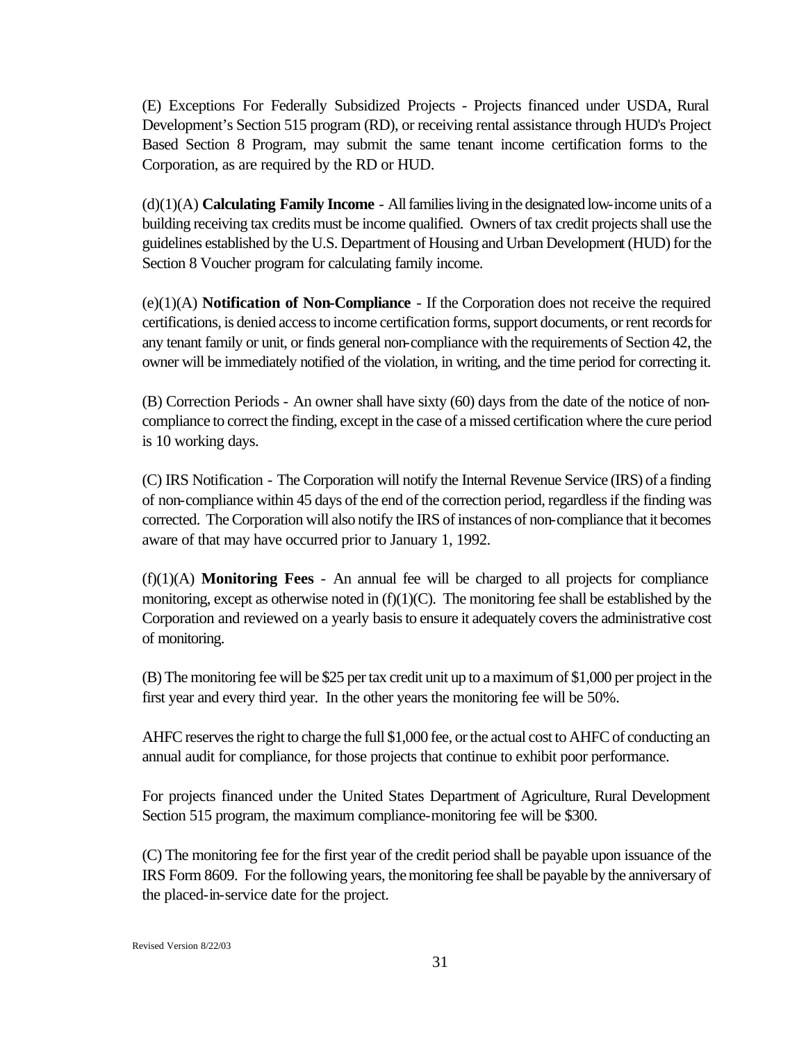(E) Exceptions For Federally Subsidized Projects - Projects financed under USDA, Rural Development's Section 515 program (RD), or receiving rental assistance through HUD's Project Based Section 8 Program, may submit the same tenant income certification forms to the Corporation, as are required by the RD or HUD.

(d)(1)(A) **Calculating Family Income** - All families living in the designated low-income units of a building receiving tax credits must be income qualified. Owners of tax credit projects shall use the guidelines established by the U.S. Department of Housing and Urban Development (HUD) for the Section 8 Voucher program for calculating family income.

(e)(1)(A) **Notification of Non-Compliance** - If the Corporation does not receive the required certifications, is denied access to income certification forms, support documents, or rent records for any tenant family or unit, or finds general non-compliance with the requirements of Section 42, the owner will be immediately notified of the violation, in writing, and the time period for correcting it.

(B) Correction Periods - An owner shall have sixty (60) days from the date of the notice of non-compliance to correct the finding, except in the case of a missed certification where the cure period is 10 working days.

(C) IRS Notification - The Corporation will notify the Internal Revenue Service (IRS) of a finding of non-compliance within 45 days of the end of the correction period, regardless if the finding was corrected. The Corporation will also notify the IRS of instances of non-compliance that it becomes aware of that may have occurred prior to January 1, 1992.

(f)(1)(A) **Monitoring Fees** - An annual fee will be charged to all projects for compliance monitoring, except as otherwise noted in (f)(1)(C). The monitoring fee shall be established by the Corporation and reviewed on a yearly basis to ensure it adequately covers the administrative cost of monitoring.

(B) The monitoring fee will be $25 per tax credit unit up to a maximum of $1,000 per project in the first year and every third year. In the other years the monitoring fee will be 50%.

AHFC reserves the right to charge the full $1,000 fee, or the actual cost to AHFC of conducting an annual audit for compliance, for those projects that continue to exhibit poor performance.

For projects financed under the United States Department of Agriculture, Rural Development Section 515 program, the maximum compliance-monitoring fee will be $300.

(C) The monitoring fee for the first year of the credit period shall be payable upon issuance of the IRS Form 8609. For the following years, the monitoring fee shall be payable by the anniversary of the placed-in-service date for the project.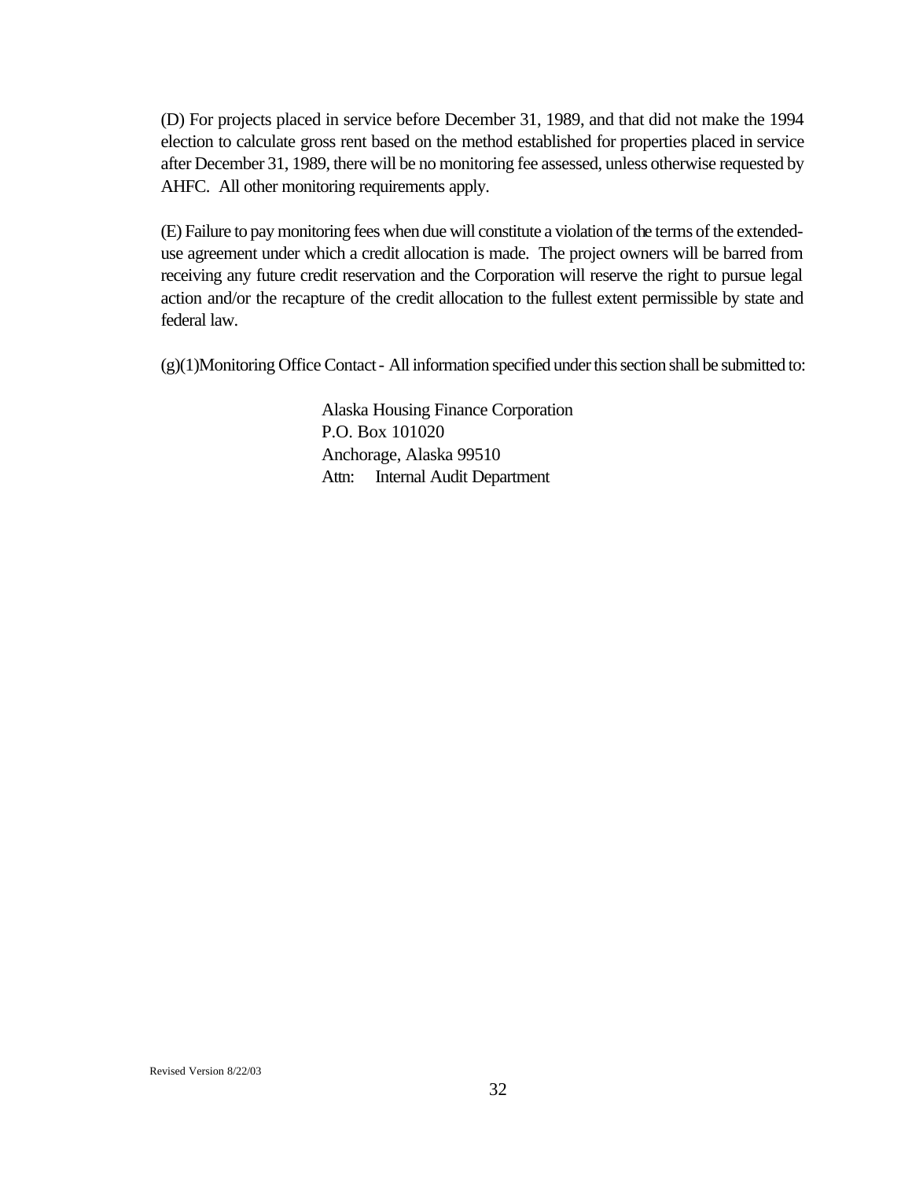(D) For projects placed in service before December 31, 1989, and that did not make the 1994 election to calculate gross rent based on the method established for properties placed in service after December 31, 1989, there will be no monitoring fee assessed, unless otherwise requested by AHFC. All other monitoring requirements apply.

(E) Failure to pay monitoring fees when due will constitute a violation of the terms of the extended-use agreement under which a credit allocation is made. The project owners will be barred from receiving any future credit reservation and the Corporation will reserve the right to pursue legal action and/or the recapture of the credit allocation to the fullest extent permissible by state and federal law.

(g)(1)Monitoring Office Contact - All information specified under this section shall be submitted to:

> Alaska Housing Finance Corporation
> P.O. Box 101020
> Anchorage, Alaska 99510
> Attn: Internal Audit Department

Revised Version 8/22/03